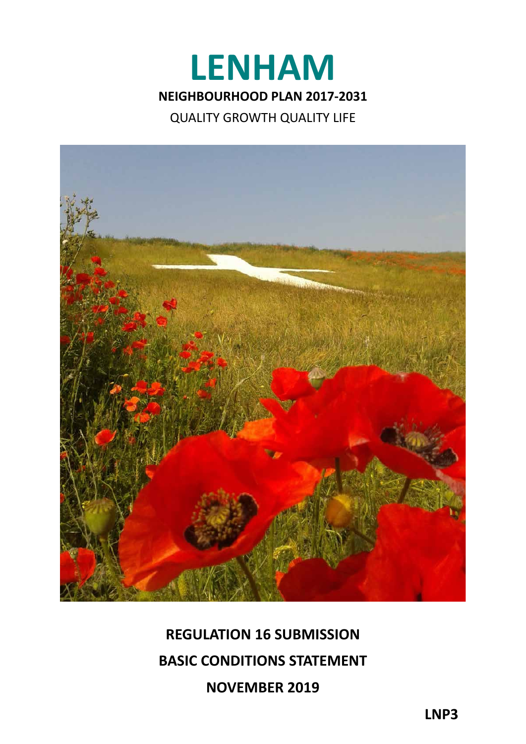# LENHAM

**NEIGHBOURHOOD PLAN 2017-2031**

QUALITY GROWTH QUALITY LIFE

**REGULATION 16 SUBMISSION**

**BASIC CONDITIONS STATEMENT**

**NOVEMBER 2019**

**LNP3**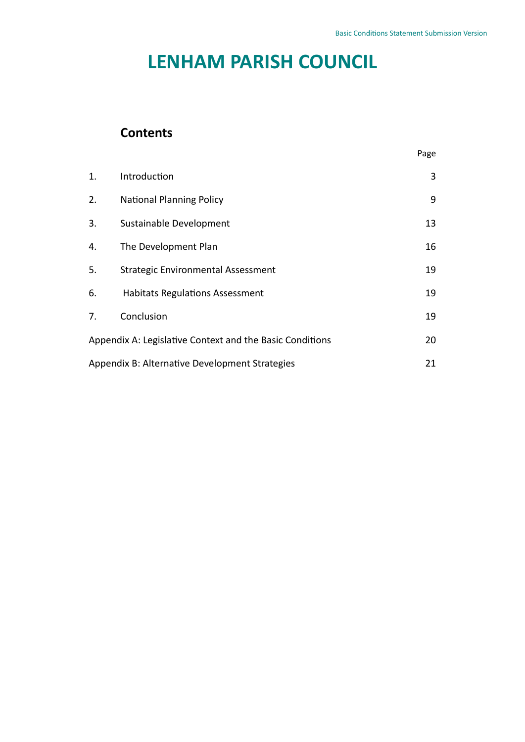# LENHAM PARISH COUNCIL

## Contents

| | | Page |
|---|---|---|
| 1. | Introduction | 3 |
| 2. | National Planning Policy | 9 |
| 3. | Sustainable Development | 13 |
| 4. | The Development Plan | 16 |
| 5. | Strategic Environmental Assessment | 19 |
| 6. | Habitats Regulations Assessment | 19 |
| 7. | Conclusion | 19 |
| Appendix A: Legislative Context and the Basic Conditions | | 20 |
| Appendix B: Alternative Development Strategies | | 21 |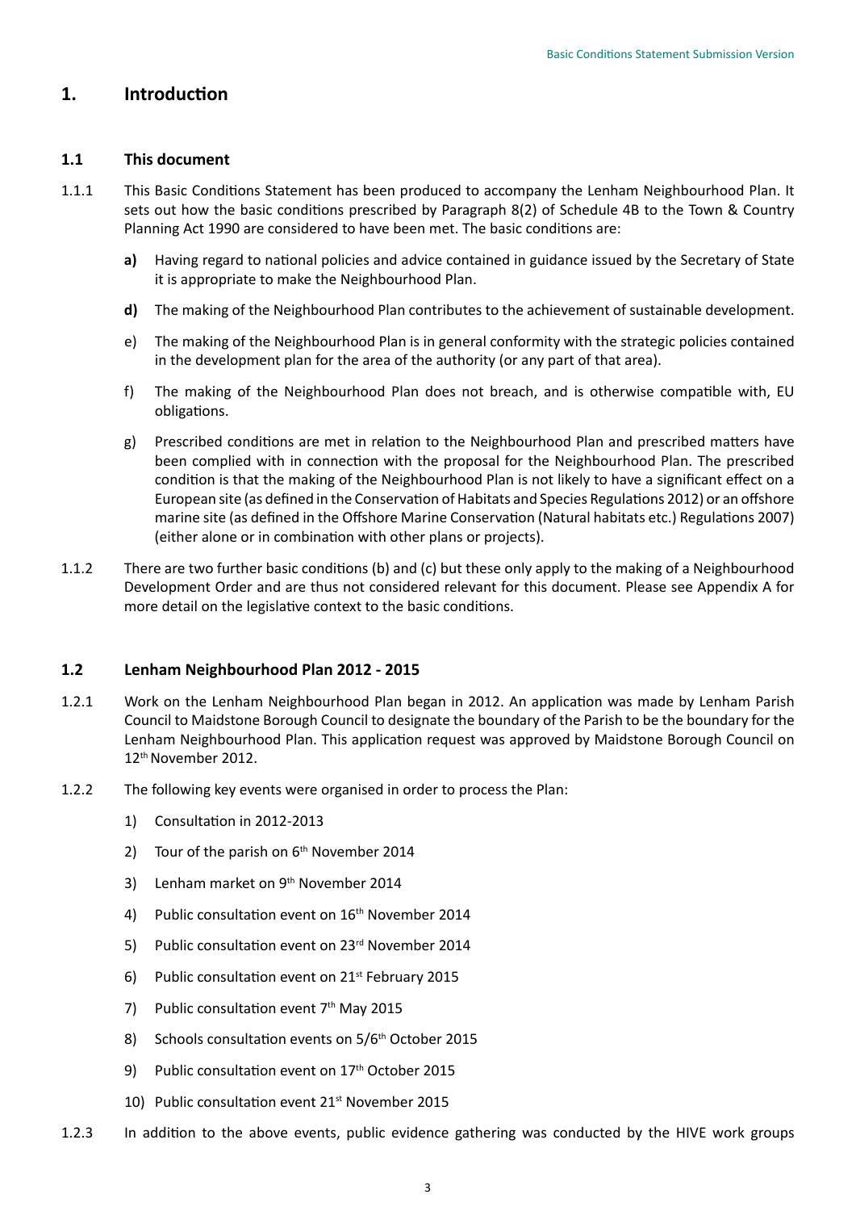## 1. Introduction

### 1.1 This document

1.1.1 This Basic Conditions Statement has been produced to accompany the Lenham Neighbourhood Plan. It sets out how the basic conditions prescribed by Paragraph 8(2) of Schedule 4B to the Town & Country Planning Act 1990 are considered to have been met. The basic conditions are:

**a)** Having regard to national policies and advice contained in guidance issued by the Secretary of State it is appropriate to make the Neighbourhood Plan.

**d)** The making of the Neighbourhood Plan contributes to the achievement of sustainable development.

e) The making of the Neighbourhood Plan is in general conformity with the strategic policies contained in the development plan for the area of the authority (or any part of that area).

f) The making of the Neighbourhood Plan does not breach, and is otherwise compatible with, EU obligations.

g) Prescribed conditions are met in relation to the Neighbourhood Plan and prescribed matters have been complied with in connection with the proposal for the Neighbourhood Plan. The prescribed condition is that the making of the Neighbourhood Plan is not likely to have a significant effect on a European site (as defined in the Conservation of Habitats and Species Regulations 2012) or an offshore marine site (as defined in the Offshore Marine Conservation (Natural habitats etc.) Regulations 2007) (either alone or in combination with other plans or projects).

1.1.2 There are two further basic conditions (b) and (c) but these only apply to the making of a Neighbourhood Development Order and are thus not considered relevant for this document. Please see Appendix A for more detail on the legislative context to the basic conditions.

### 1.2 Lenham Neighbourhood Plan 2012 - 2015

1.2.1 Work on the Lenham Neighbourhood Plan began in 2012. An application was made by Lenham Parish Council to Maidstone Borough Council to designate the boundary of the Parish to be the boundary for the Lenham Neighbourhood Plan. This application request was approved by Maidstone Borough Council on 12th November 2012.

1.2.2 The following key events were organised in order to process the Plan:

1) Consultation in 2012-2013
2) Tour of the parish on 6th November 2014
3) Lenham market on 9th November 2014
4) Public consultation event on 16th November 2014
5) Public consultation event on 23rd November 2014
6) Public consultation event on 21st February 2015
7) Public consultation event 7th May 2015
8) Schools consultation events on 5/6th October 2015
9) Public consultation event on 17th October 2015
10) Public consultation event 21st November 2015

1.2.3 In addition to the above events, public evidence gathering was conducted by the HIVE work groups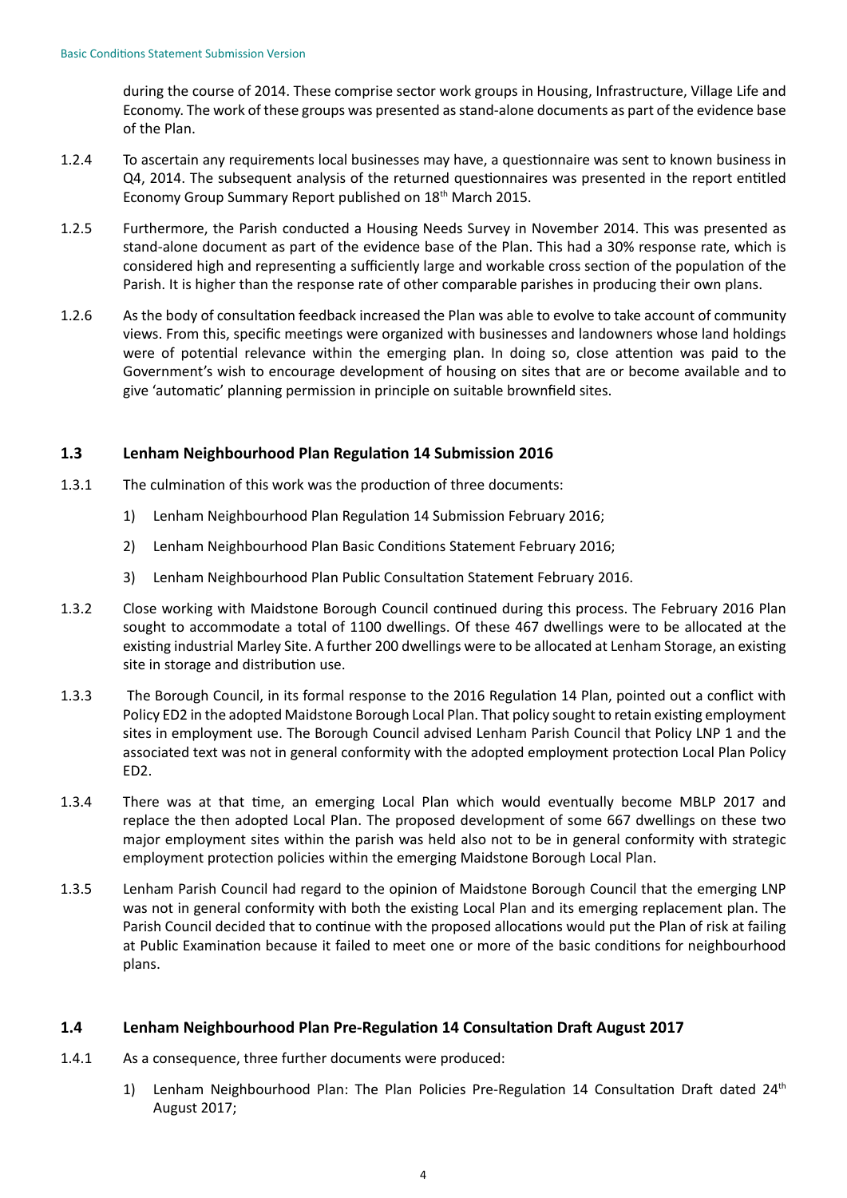during the course of 2014. These comprise sector work groups in Housing, Infrastructure, Village Life and Economy. The work of these groups was presented as stand-alone documents as part of the evidence base of the Plan.

1.2.4 To ascertain any requirements local businesses may have, a questionnaire was sent to known business in Q4, 2014. The subsequent analysis of the returned questionnaires was presented in the report entitled Economy Group Summary Report published on 18th March 2015.

1.2.5 Furthermore, the Parish conducted a Housing Needs Survey in November 2014. This was presented as stand-alone document as part of the evidence base of the Plan. This had a 30% response rate, which is considered high and representing a sufficiently large and workable cross section of the population of the Parish. It is higher than the response rate of other comparable parishes in producing their own plans.

1.2.6 As the body of consultation feedback increased the Plan was able to evolve to take account of community views. From this, specific meetings were organized with businesses and landowners whose land holdings were of potential relevance within the emerging plan. In doing so, close attention was paid to the Government's wish to encourage development of housing on sites that are or become available and to give 'automatic' planning permission in principle on suitable brownfield sites.

## 1.3 Lenham Neighbourhood Plan Regulation 14 Submission 2016

1.3.1 The culmination of this work was the production of three documents:

1) Lenham Neighbourhood Plan Regulation 14 Submission February 2016;
2) Lenham Neighbourhood Plan Basic Conditions Statement February 2016;
3) Lenham Neighbourhood Plan Public Consultation Statement February 2016.

1.3.2 Close working with Maidstone Borough Council continued during this process. The February 2016 Plan sought to accommodate a total of 1100 dwellings. Of these 467 dwellings were to be allocated at the existing industrial Marley Site. A further 200 dwellings were to be allocated at Lenham Storage, an existing site in storage and distribution use.

1.3.3 The Borough Council, in its formal response to the 2016 Regulation 14 Plan, pointed out a conflict with Policy ED2 in the adopted Maidstone Borough Local Plan. That policy sought to retain existing employment sites in employment use. The Borough Council advised Lenham Parish Council that Policy LNP 1 and the associated text was not in general conformity with the adopted employment protection Local Plan Policy ED2.

1.3.4 There was at that time, an emerging Local Plan which would eventually become MBLP 2017 and replace the then adopted Local Plan. The proposed development of some 667 dwellings on these two major employment sites within the parish was held also not to be in general conformity with strategic employment protection policies within the emerging Maidstone Borough Local Plan.

1.3.5 Lenham Parish Council had regard to the opinion of Maidstone Borough Council that the emerging LNP was not in general conformity with both the existing Local Plan and its emerging replacement plan. The Parish Council decided that to continue with the proposed allocations would put the Plan of risk at failing at Public Examination because it failed to meet one or more of the basic conditions for neighbourhood plans.

## 1.4 Lenham Neighbourhood Plan Pre-Regulation 14 Consultation Draft August 2017

1.4.1 As a consequence, three further documents were produced:

1) Lenham Neighbourhood Plan: The Plan Policies Pre-Regulation 14 Consultation Draft dated 24th August 2017;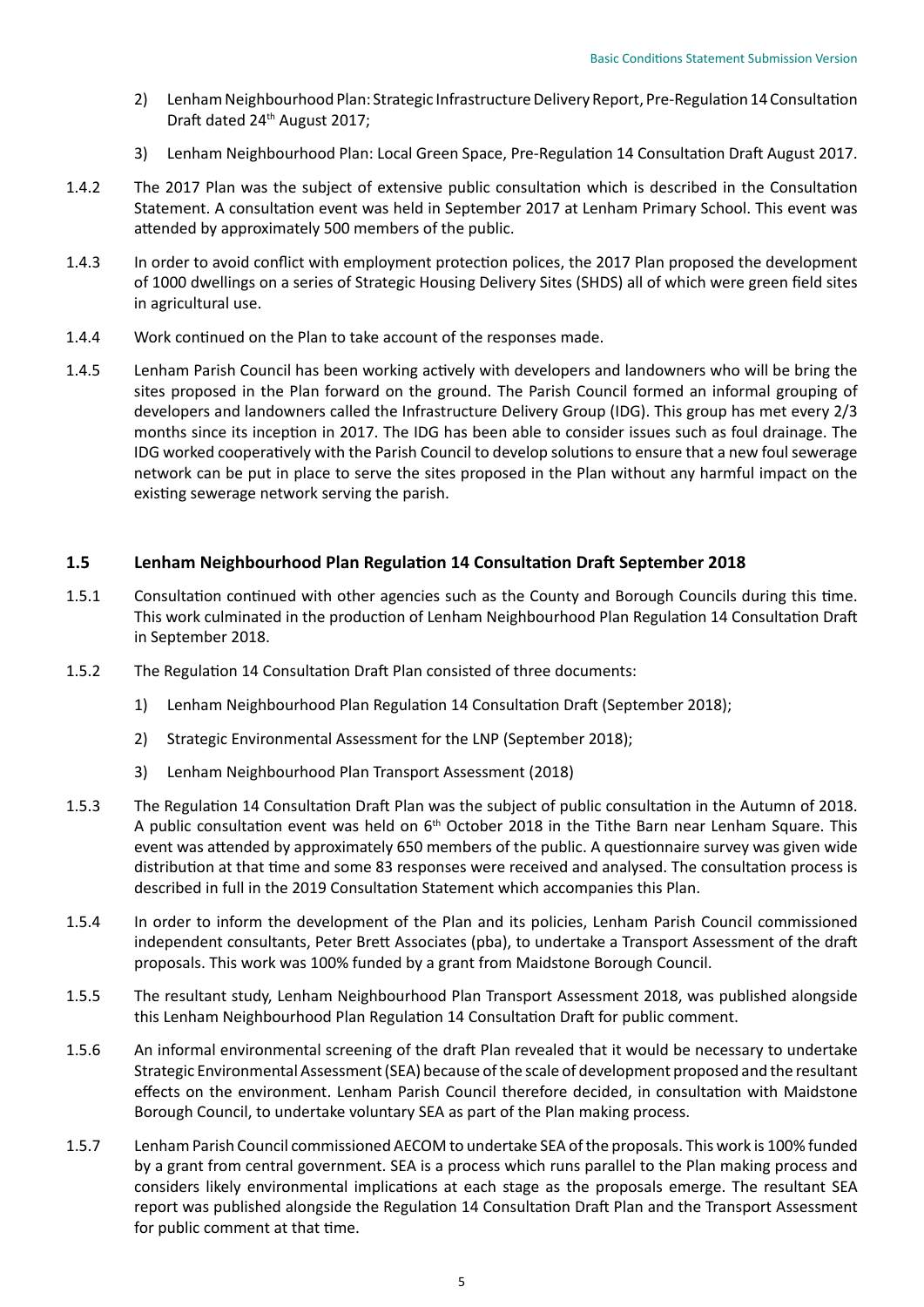2) Lenham Neighbourhood Plan: Strategic Infrastructure Delivery Report, Pre-Regulation 14 Consultation Draft dated 24th August 2017;

3) Lenham Neighbourhood Plan: Local Green Space, Pre-Regulation 14 Consultation Draft August 2017.

1.4.2 The 2017 Plan was the subject of extensive public consultation which is described in the Consultation Statement. A consultation event was held in September 2017 at Lenham Primary School. This event was attended by approximately 500 members of the public.

1.4.3 In order to avoid conflict with employment protection polices, the 2017 Plan proposed the development of 1000 dwellings on a series of Strategic Housing Delivery Sites (SHDS) all of which were green field sites in agricultural use.

1.4.4 Work continued on the Plan to take account of the responses made.

1.4.5 Lenham Parish Council has been working actively with developers and landowners who will be bring the sites proposed in the Plan forward on the ground. The Parish Council formed an informal grouping of developers and landowners called the Infrastructure Delivery Group (IDG). This group has met every 2/3 months since its inception in 2017. The IDG has been able to consider issues such as foul drainage. The IDG worked cooperatively with the Parish Council to develop solutions to ensure that a new foul sewerage network can be put in place to serve the sites proposed in the Plan without any harmful impact on the existing sewerage network serving the parish.

## 1.5 Lenham Neighbourhood Plan Regulation 14 Consultation Draft September 2018

1.5.1 Consultation continued with other agencies such as the County and Borough Councils during this time. This work culminated in the production of Lenham Neighbourhood Plan Regulation 14 Consultation Draft in September 2018.

1.5.2 The Regulation 14 Consultation Draft Plan consisted of three documents:

1) Lenham Neighbourhood Plan Regulation 14 Consultation Draft (September 2018);

2) Strategic Environmental Assessment for the LNP (September 2018);

3) Lenham Neighbourhood Plan Transport Assessment (2018)

1.5.3 The Regulation 14 Consultation Draft Plan was the subject of public consultation in the Autumn of 2018. A public consultation event was held on 6th October 2018 in the Tithe Barn near Lenham Square. This event was attended by approximately 650 members of the public. A questionnaire survey was given wide distribution at that time and some 83 responses were received and analysed. The consultation process is described in full in the 2019 Consultation Statement which accompanies this Plan.

1.5.4 In order to inform the development of the Plan and its policies, Lenham Parish Council commissioned independent consultants, Peter Brett Associates (pba), to undertake a Transport Assessment of the draft proposals. This work was 100% funded by a grant from Maidstone Borough Council.

1.5.5 The resultant study, Lenham Neighbourhood Plan Transport Assessment 2018, was published alongside this Lenham Neighbourhood Plan Regulation 14 Consultation Draft for public comment.

1.5.6 An informal environmental screening of the draft Plan revealed that it would be necessary to undertake Strategic Environmental Assessment (SEA) because of the scale of development proposed and the resultant effects on the environment. Lenham Parish Council therefore decided, in consultation with Maidstone Borough Council, to undertake voluntary SEA as part of the Plan making process.

1.5.7 Lenham Parish Council commissioned AECOM to undertake SEA of the proposals. This work is 100% funded by a grant from central government. SEA is a process which runs parallel to the Plan making process and considers likely environmental implications at each stage as the proposals emerge. The resultant SEA report was published alongside the Regulation 14 Consultation Draft Plan and the Transport Assessment for public comment at that time.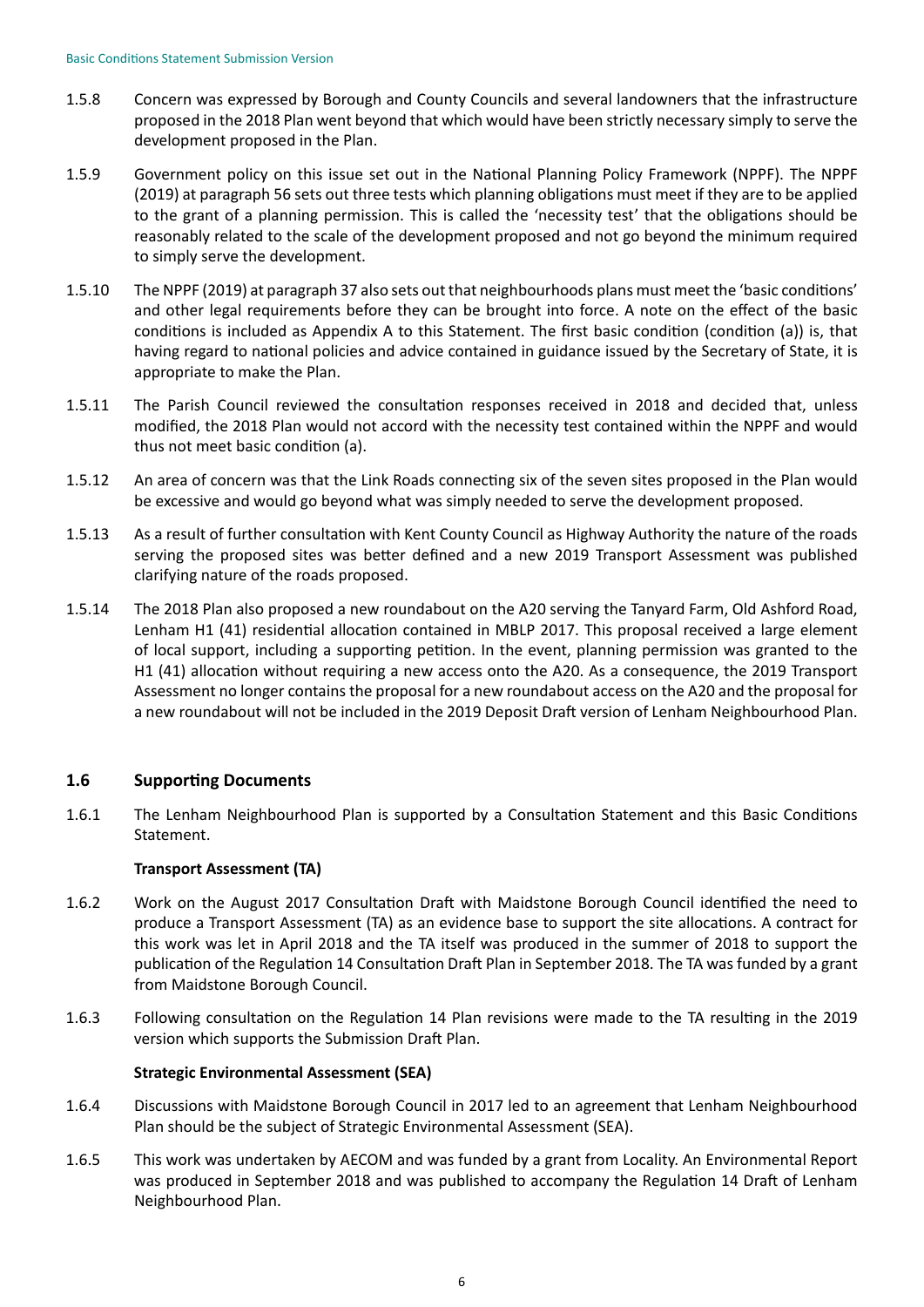1.5.8 Concern was expressed by Borough and County Councils and several landowners that the infrastructure proposed in the 2018 Plan went beyond that which would have been strictly necessary simply to serve the development proposed in the Plan.

1.5.9 Government policy on this issue set out in the National Planning Policy Framework (NPPF). The NPPF (2019) at paragraph 56 sets out three tests which planning obligations must meet if they are to be applied to the grant of a planning permission. This is called the 'necessity test' that the obligations should be reasonably related to the scale of the development proposed and not go beyond the minimum required to simply serve the development.

1.5.10 The NPPF (2019) at paragraph 37 also sets out that neighbourhoods plans must meet the 'basic conditions' and other legal requirements before they can be brought into force. A note on the effect of the basic conditions is included as Appendix A to this Statement. The first basic condition (condition (a)) is, that having regard to national policies and advice contained in guidance issued by the Secretary of State, it is appropriate to make the Plan.

1.5.11 The Parish Council reviewed the consultation responses received in 2018 and decided that, unless modified, the 2018 Plan would not accord with the necessity test contained within the NPPF and would thus not meet basic condition (a).

1.5.12 An area of concern was that the Link Roads connecting six of the seven sites proposed in the Plan would be excessive and would go beyond what was simply needed to serve the development proposed.

1.5.13 As a result of further consultation with Kent County Council as Highway Authority the nature of the roads serving the proposed sites was better defined and a new 2019 Transport Assessment was published clarifying nature of the roads proposed.

1.5.14 The 2018 Plan also proposed a new roundabout on the A20 serving the Tanyard Farm, Old Ashford Road, Lenham H1 (41) residential allocation contained in MBLP 2017. This proposal received a large element of local support, including a supporting petition. In the event, planning permission was granted to the H1 (41) allocation without requiring a new access onto the A20. As a consequence, the 2019 Transport Assessment no longer contains the proposal for a new roundabout access on the A20 and the proposal for a new roundabout will not be included in the 2019 Deposit Draft version of Lenham Neighbourhood Plan.

## 1.6 Supporting Documents

1.6.1 The Lenham Neighbourhood Plan is supported by a Consultation Statement and this Basic Conditions Statement.

**Transport Assessment (TA)**

1.6.2 Work on the August 2017 Consultation Draft with Maidstone Borough Council identified the need to produce a Transport Assessment (TA) as an evidence base to support the site allocations. A contract for this work was let in April 2018 and the TA itself was produced in the summer of 2018 to support the publication of the Regulation 14 Consultation Draft Plan in September 2018. The TA was funded by a grant from Maidstone Borough Council.

1.6.3 Following consultation on the Regulation 14 Plan revisions were made to the TA resulting in the 2019 version which supports the Submission Draft Plan.

**Strategic Environmental Assessment (SEA)**

1.6.4 Discussions with Maidstone Borough Council in 2017 led to an agreement that Lenham Neighbourhood Plan should be the subject of Strategic Environmental Assessment (SEA).

1.6.5 This work was undertaken by AECOM and was funded by a grant from Locality. An Environmental Report was produced in September 2018 and was published to accompany the Regulation 14 Draft of Lenham Neighbourhood Plan.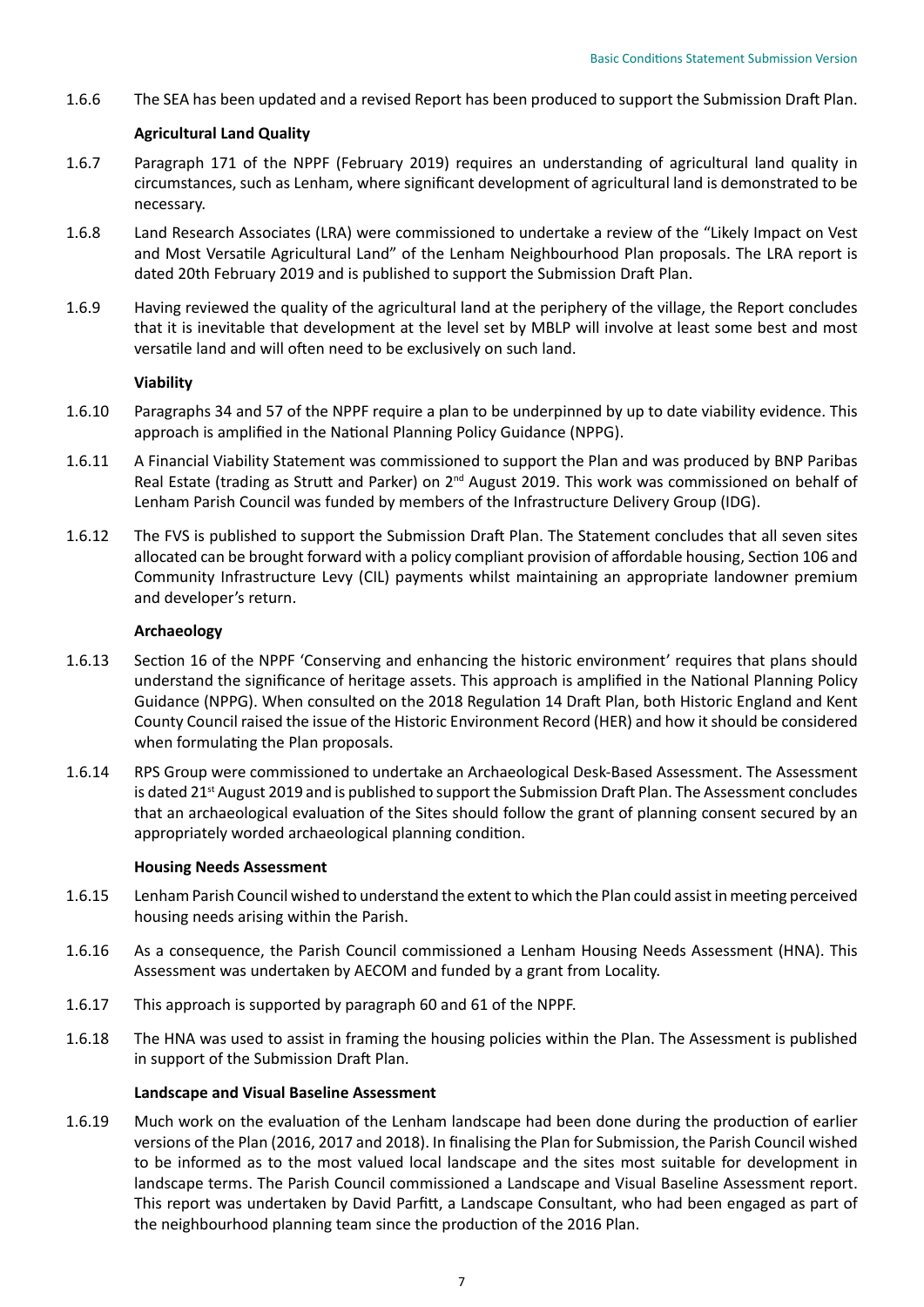1.6.6 The SEA has been updated and a revised Report has been produced to support the Submission Draft Plan.

**Agricultural Land Quality**

1.6.7 Paragraph 171 of the NPPF (February 2019) requires an understanding of agricultural land quality in circumstances, such as Lenham, where significant development of agricultural land is demonstrated to be necessary.

1.6.8 Land Research Associates (LRA) were commissioned to undertake a review of the "Likely Impact on Vest and Most Versatile Agricultural Land" of the Lenham Neighbourhood Plan proposals. The LRA report is dated 20th February 2019 and is published to support the Submission Draft Plan.

1.6.9 Having reviewed the quality of the agricultural land at the periphery of the village, the Report concludes that it is inevitable that development at the level set by MBLP will involve at least some best and most versatile land and will often need to be exclusively on such land.

**Viability**

1.6.10 Paragraphs 34 and 57 of the NPPF require a plan to be underpinned by up to date viability evidence. This approach is amplified in the National Planning Policy Guidance (NPPG).

1.6.11 A Financial Viability Statement was commissioned to support the Plan and was produced by BNP Paribas Real Estate (trading as Strutt and Parker) on 2nd August 2019. This work was commissioned on behalf of Lenham Parish Council was funded by members of the Infrastructure Delivery Group (IDG).

1.6.12 The FVS is published to support the Submission Draft Plan. The Statement concludes that all seven sites allocated can be brought forward with a policy compliant provision of affordable housing, Section 106 and Community Infrastructure Levy (CIL) payments whilst maintaining an appropriate landowner premium and developer's return.

**Archaeology**

1.6.13 Section 16 of the NPPF 'Conserving and enhancing the historic environment' requires that plans should understand the significance of heritage assets. This approach is amplified in the National Planning Policy Guidance (NPPG). When consulted on the 2018 Regulation 14 Draft Plan, both Historic England and Kent County Council raised the issue of the Historic Environment Record (HER) and how it should be considered when formulating the Plan proposals.

1.6.14 RPS Group were commissioned to undertake an Archaeological Desk-Based Assessment. The Assessment is dated 21st August 2019 and is published to support the Submission Draft Plan. The Assessment concludes that an archaeological evaluation of the Sites should follow the grant of planning consent secured by an appropriately worded archaeological planning condition.

**Housing Needs Assessment**

1.6.15 Lenham Parish Council wished to understand the extent to which the Plan could assist in meeting perceived housing needs arising within the Parish.

1.6.16 As a consequence, the Parish Council commissioned a Lenham Housing Needs Assessment (HNA). This Assessment was undertaken by AECOM and funded by a grant from Locality.

1.6.17 This approach is supported by paragraph 60 and 61 of the NPPF.

1.6.18 The HNA was used to assist in framing the housing policies within the Plan. The Assessment is published in support of the Submission Draft Plan.

**Landscape and Visual Baseline Assessment**

1.6.19 Much work on the evaluation of the Lenham landscape had been done during the production of earlier versions of the Plan (2016, 2017 and 2018). In finalising the Plan for Submission, the Parish Council wished to be informed as to the most valued local landscape and the sites most suitable for development in landscape terms. The Parish Council commissioned a Landscape and Visual Baseline Assessment report. This report was undertaken by David Parfitt, a Landscape Consultant, who had been engaged as part of the neighbourhood planning team since the production of the 2016 Plan.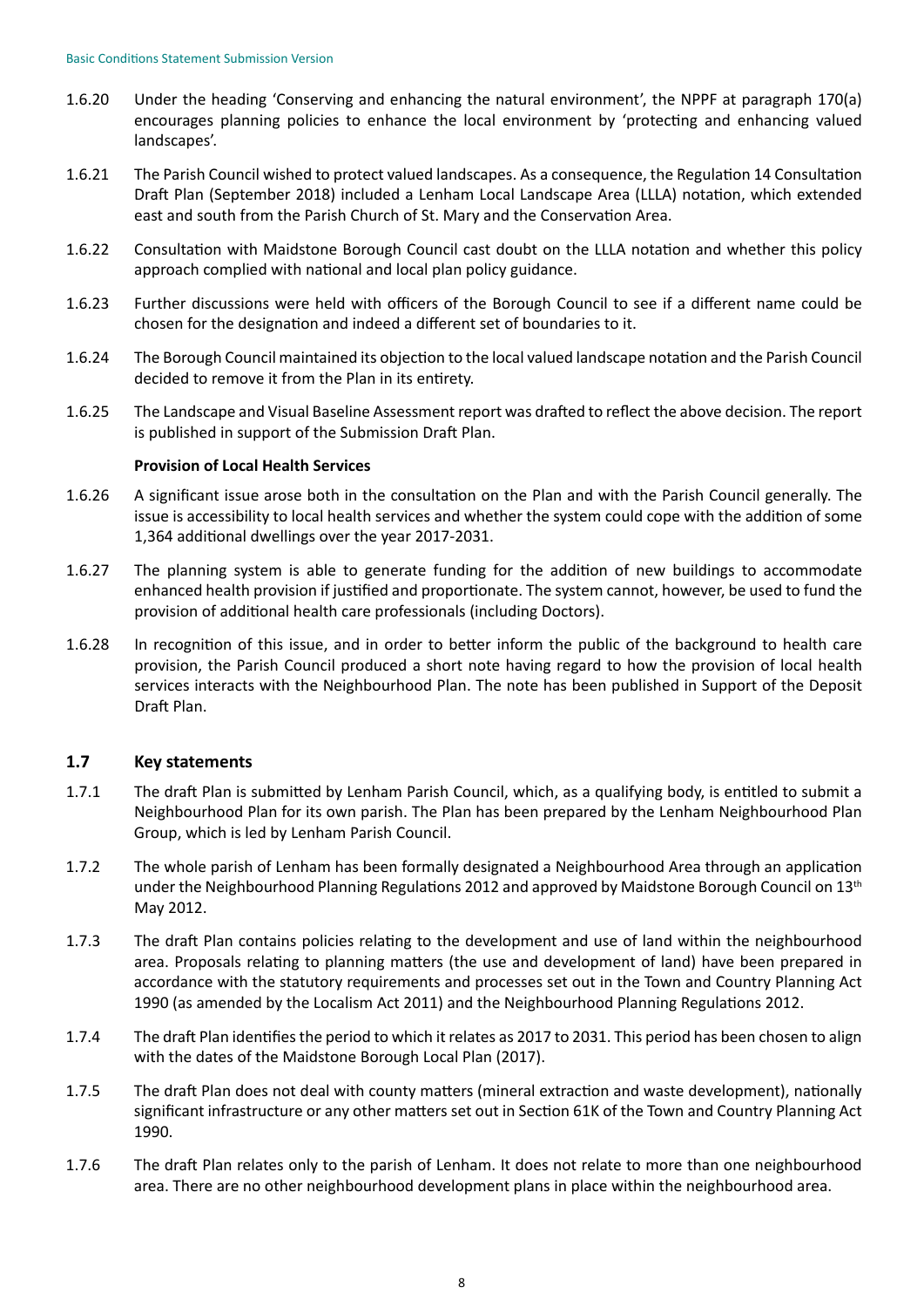1.6.20 Under the heading 'Conserving and enhancing the natural environment', the NPPF at paragraph 170(a) encourages planning policies to enhance the local environment by 'protecting and enhancing valued landscapes'.

1.6.21 The Parish Council wished to protect valued landscapes. As a consequence, the Regulation 14 Consultation Draft Plan (September 2018) included a Lenham Local Landscape Area (LLLA) notation, which extended east and south from the Parish Church of St. Mary and the Conservation Area.

1.6.22 Consultation with Maidstone Borough Council cast doubt on the LLLA notation and whether this policy approach complied with national and local plan policy guidance.

1.6.23 Further discussions were held with officers of the Borough Council to see if a different name could be chosen for the designation and indeed a different set of boundaries to it.

1.6.24 The Borough Council maintained its objection to the local valued landscape notation and the Parish Council decided to remove it from the Plan in its entirety.

1.6.25 The Landscape and Visual Baseline Assessment report was drafted to reflect the above decision. The report is published in support of the Submission Draft Plan.

**Provision of Local Health Services**

1.6.26 A significant issue arose both in the consultation on the Plan and with the Parish Council generally. The issue is accessibility to local health services and whether the system could cope with the addition of some 1,364 additional dwellings over the year 2017-2031.

1.6.27 The planning system is able to generate funding for the addition of new buildings to accommodate enhanced health provision if justified and proportionate. The system cannot, however, be used to fund the provision of additional health care professionals (including Doctors).

1.6.28 In recognition of this issue, and in order to better inform the public of the background to health care provision, the Parish Council produced a short note having regard to how the provision of local health services interacts with the Neighbourhood Plan. The note has been published in Support of the Deposit Draft Plan.

## 1.7 Key statements

1.7.1 The draft Plan is submitted by Lenham Parish Council, which, as a qualifying body, is entitled to submit a Neighbourhood Plan for its own parish. The Plan has been prepared by the Lenham Neighbourhood Plan Group, which is led by Lenham Parish Council.

1.7.2 The whole parish of Lenham has been formally designated a Neighbourhood Area through an application under the Neighbourhood Planning Regulations 2012 and approved by Maidstone Borough Council on 13th May 2012.

1.7.3 The draft Plan contains policies relating to the development and use of land within the neighbourhood area. Proposals relating to planning matters (the use and development of land) have been prepared in accordance with the statutory requirements and processes set out in the Town and Country Planning Act 1990 (as amended by the Localism Act 2011) and the Neighbourhood Planning Regulations 2012.

1.7.4 The draft Plan identifies the period to which it relates as 2017 to 2031. This period has been chosen to align with the dates of the Maidstone Borough Local Plan (2017).

1.7.5 The draft Plan does not deal with county matters (mineral extraction and waste development), nationally significant infrastructure or any other matters set out in Section 61K of the Town and Country Planning Act 1990.

1.7.6 The draft Plan relates only to the parish of Lenham. It does not relate to more than one neighbourhood area. There are no other neighbourhood development plans in place within the neighbourhood area.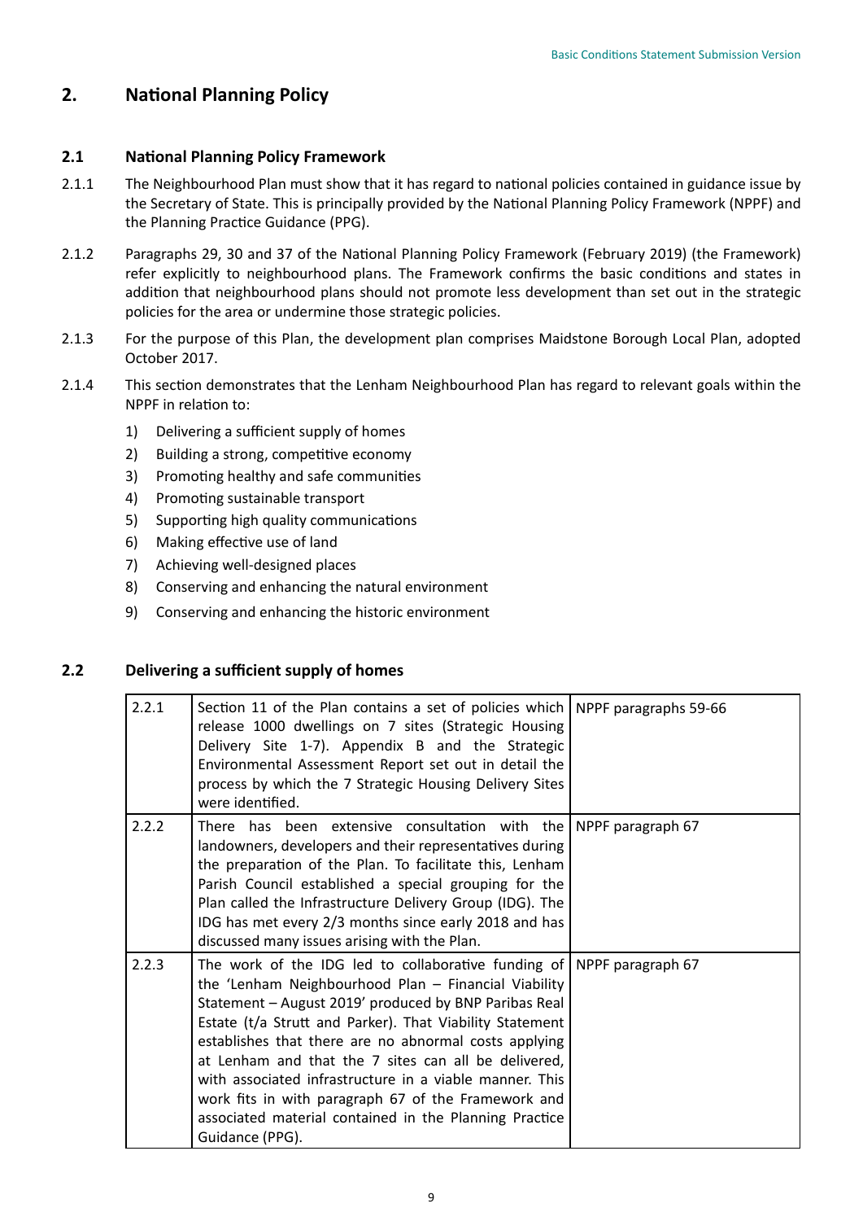## 2. National Planning Policy

### 2.1 National Planning Policy Framework

2.1.1 The Neighbourhood Plan must show that it has regard to national policies contained in guidance issue by the Secretary of State. This is principally provided by the National Planning Policy Framework (NPPF) and the Planning Practice Guidance (PPG).

2.1.2 Paragraphs 29, 30 and 37 of the National Planning Policy Framework (February 2019) (the Framework) refer explicitly to neighbourhood plans. The Framework confirms the basic conditions and states in addition that neighbourhood plans should not promote less development than set out in the strategic policies for the area or undermine those strategic policies.

2.1.3 For the purpose of this Plan, the development plan comprises Maidstone Borough Local Plan, adopted October 2017.

2.1.4 This section demonstrates that the Lenham Neighbourhood Plan has regard to relevant goals within the NPPF in relation to:

1) Delivering a sufficient supply of homes
2) Building a strong, competitive economy
3) Promoting healthy and safe communities
4) Promoting sustainable transport
5) Supporting high quality communications
6) Making effective use of land
7) Achieving well-designed places
8) Conserving and enhancing the natural environment
9) Conserving and enhancing the historic environment

### 2.2 Delivering a sufficient supply of homes

| | | |
|---|---|---|
| 2.2.1 | Section 11 of the Plan contains a set of policies which release 1000 dwellings on 7 sites (Strategic Housing Delivery Site 1-7). Appendix B and the Strategic Environmental Assessment Report set out in detail the process by which the 7 Strategic Housing Delivery Sites were identified. | NPPF paragraphs 59-66 |
| 2.2.2 | There has been extensive consultation with the landowners, developers and their representatives during the preparation of the Plan. To facilitate this, Lenham Parish Council established a special grouping for the Plan called the Infrastructure Delivery Group (IDG). The IDG has met every 2/3 months since early 2018 and has discussed many issues arising with the Plan. | NPPF paragraph 67 |
| 2.2.3 | The work of the IDG led to collaborative funding of the 'Lenham Neighbourhood Plan – Financial Viability Statement – August 2019' produced by BNP Paribas Real Estate (t/a Strutt and Parker). That Viability Statement establishes that there are no abnormal costs applying at Lenham and that the 7 sites can all be delivered, with associated infrastructure in a viable manner. This work fits in with paragraph 67 of the Framework and associated material contained in the Planning Practice Guidance (PPG). | NPPF paragraph 67 |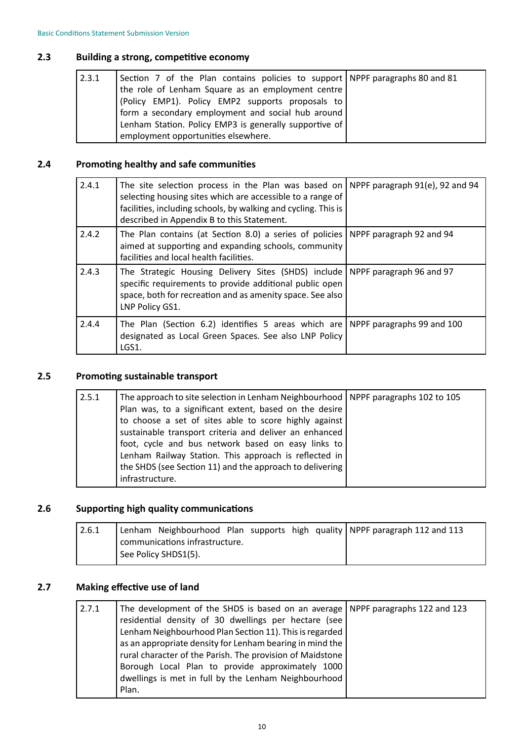## 2.3 Building a strong, competitive economy

| | | |
|---|---|---|
| 2.3.1 | Section 7 of the Plan contains policies to support the role of Lenham Square as an employment centre (Policy EMP1). Policy EMP2 supports proposals to form a secondary employment and social hub around Lenham Station. Policy EMP3 is generally supportive of employment opportunities elsewhere. | NPPF paragraphs 80 and 81 |

## 2.4 Promoting healthy and safe communities

| | | |
|---|---|---|
| 2.4.1 | The site selection process in the Plan was based on selecting housing sites which are accessible to a range of facilities, including schools, by walking and cycling. This is described in Appendix B to this Statement. | NPPF paragraph 91(e), 92 and 94 |
| 2.4.2 | The Plan contains (at Section 8.0) a series of policies aimed at supporting and expanding schools, community facilities and local health facilities. | NPPF paragraph 92 and 94 |
| 2.4.3 | The Strategic Housing Delivery Sites (SHDS) include specific requirements to provide additional public open space, both for recreation and as amenity space. See also LNP Policy GS1. | NPPF paragraph 96 and 97 |
| 2.4.4 | The Plan (Section 6.2) identifies 5 areas which are designated as Local Green Spaces. See also LNP Policy LGS1. | NPPF paragraphs 99 and 100 |

## 2.5 Promoting sustainable transport

| | | |
|---|---|---|
| 2.5.1 | The approach to site selection in Lenham Neighbourhood Plan was, to a significant extent, based on the desire to choose a set of sites able to score highly against sustainable transport criteria and deliver an enhanced foot, cycle and bus network based on easy links to Lenham Railway Station. This approach is reflected in the SHDS (see Section 11) and the approach to delivering infrastructure. | NPPF paragraphs 102 to 105 |

## 2.6 Supporting high quality communications

| | | |
|---|---|---|
| 2.6.1 | Lenham Neighbourhood Plan supports high quality communications infrastructure.<br>See Policy SHDS1(5). | NPPF paragraph 112 and 113 |

## 2.7 Making effective use of land

| | | |
|---|---|---|
| 2.7.1 | The development of the SHDS is based on an average residential density of 30 dwellings per hectare (see Lenham Neighbourhood Plan Section 11). This is regarded as an appropriate density for Lenham bearing in mind the rural character of the Parish. The provision of Maidstone Borough Local Plan to provide approximately 1000 dwellings is met in full by the Lenham Neighbourhood Plan. | NPPF paragraphs 122 and 123 |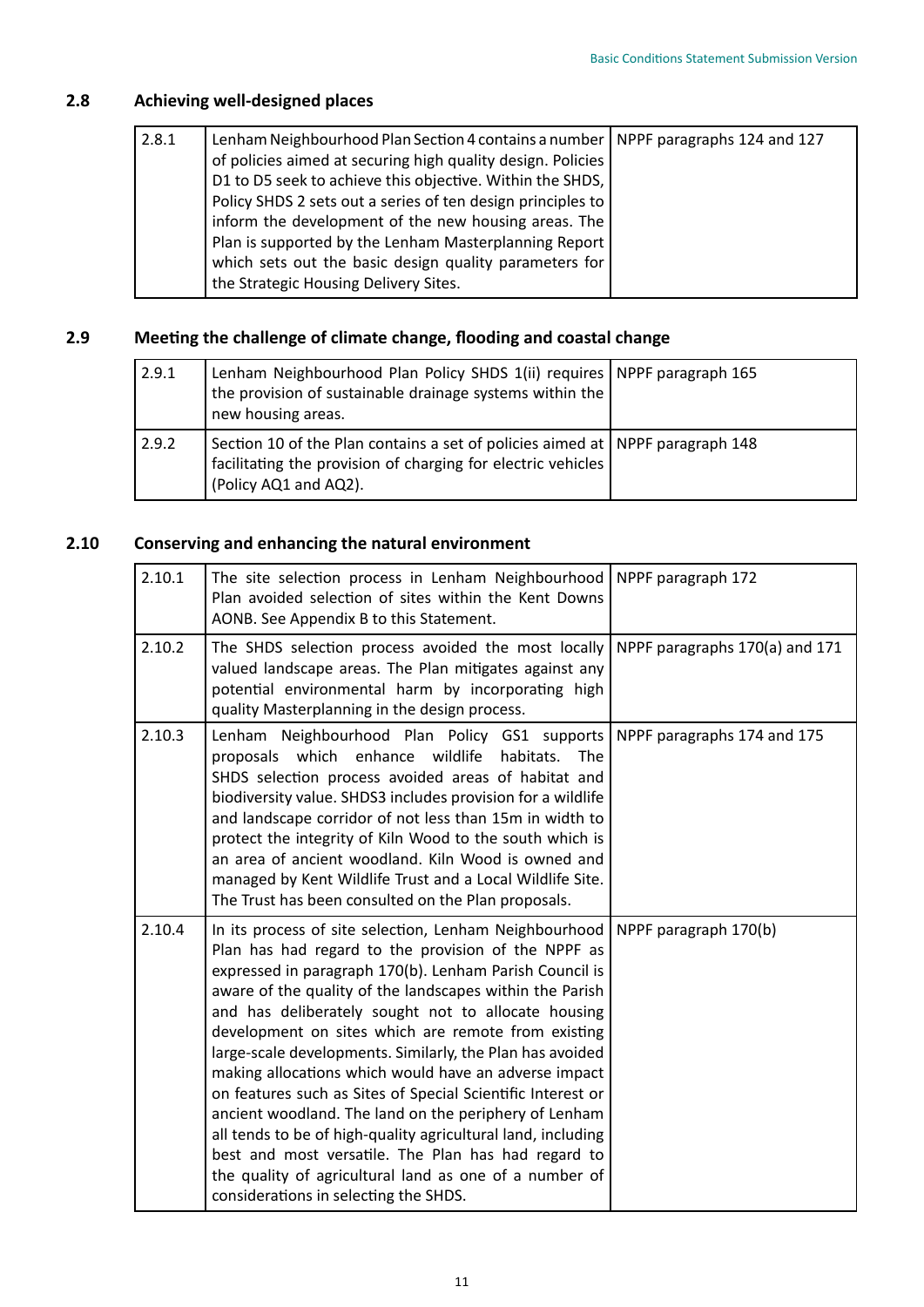## 2.8 Achieving well-designed places

| 2.8.1 | Lenham Neighbourhood Plan Section 4 contains a number of policies aimed at securing high quality design. Policies D1 to D5 seek to achieve this objective. Within the SHDS, Policy SHDS 2 sets out a series of ten design principles to inform the development of the new housing areas. The Plan is supported by the Lenham Masterplanning Report which sets out the basic design quality parameters for the Strategic Housing Delivery Sites. | NPPF paragraphs 124 and 127 |
|---|---|---|

## 2.9 Meeting the challenge of climate change, flooding and coastal change

| 2.9.1 | Lenham Neighbourhood Plan Policy SHDS 1(ii) requires the provision of sustainable drainage systems within the new housing areas. | NPPF paragraph 165 |
|---|---|---|
| 2.9.2 | Section 10 of the Plan contains a set of policies aimed at facilitating the provision of charging for electric vehicles (Policy AQ1 and AQ2). | NPPF paragraph 148 |

## 2.10 Conserving and enhancing the natural environment

| 2.10.1 | The site selection process in Lenham Neighbourhood Plan avoided selection of sites within the Kent Downs AONB. See Appendix B to this Statement. | NPPF paragraph 172 |
|---|---|---|
| 2.10.2 | The SHDS selection process avoided the most locally valued landscape areas. The Plan mitigates against any potential environmental harm by incorporating high quality Masterplanning in the design process. | NPPF paragraphs 170(a) and 171 |
| 2.10.3 | Lenham Neighbourhood Plan Policy GS1 supports proposals which enhance wildlife habitats. The SHDS selection process avoided areas of habitat and biodiversity value. SHDS3 includes provision for a wildlife and landscape corridor of not less than 15m in width to protect the integrity of Kiln Wood to the south which is an area of ancient woodland. Kiln Wood is owned and managed by Kent Wildlife Trust and a Local Wildlife Site. The Trust has been consulted on the Plan proposals. | NPPF paragraphs 174 and 175 |
| 2.10.4 | In its process of site selection, Lenham Neighbourhood Plan has had regard to the provision of the NPPF as expressed in paragraph 170(b). Lenham Parish Council is aware of the quality of the landscapes within the Parish and has deliberately sought not to allocate housing development on sites which are remote from existing large-scale developments. Similarly, the Plan has avoided making allocations which would have an adverse impact on features such as Sites of Special Scientific Interest or ancient woodland. The land on the periphery of Lenham all tends to be of high-quality agricultural land, including best and most versatile. The Plan has had regard to the quality of agricultural land as one of a number of considerations in selecting the SHDS. | NPPF paragraph 170(b) |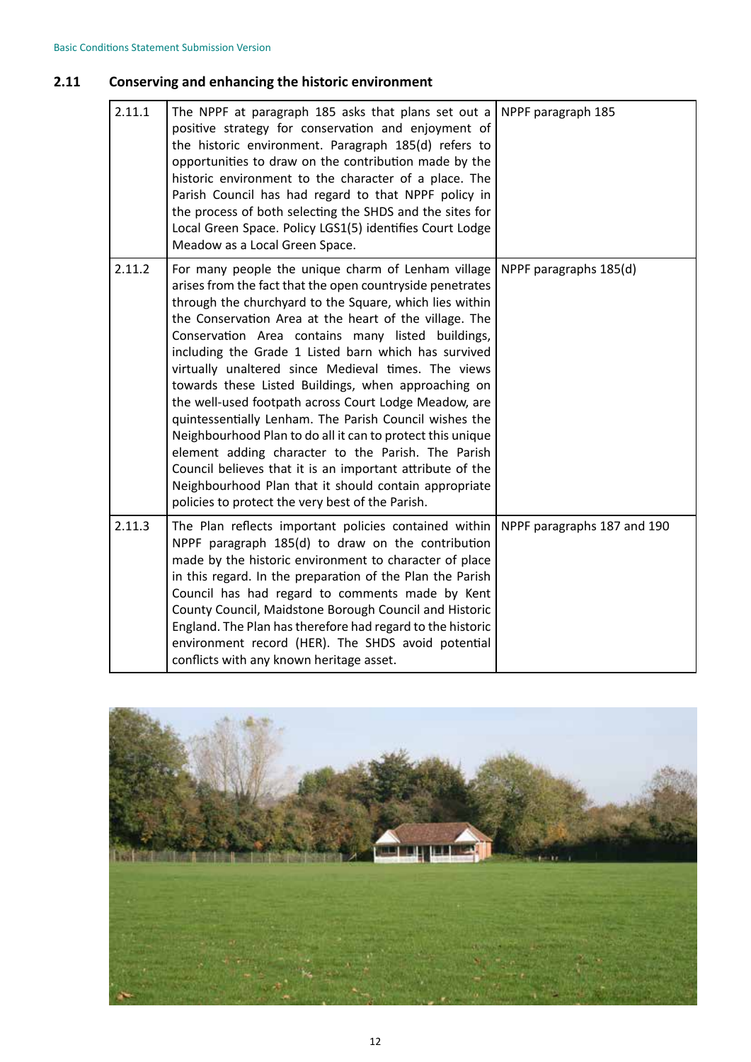## 2.11 Conserving and enhancing the historic environment

| | | |
|---|---|---|
| 2.11.1 | The NPPF at paragraph 185 asks that plans set out a positive strategy for conservation and enjoyment of the historic environment. Paragraph 185(d) refers to opportunities to draw on the contribution made by the historic environment to the character of a place. The Parish Council has had regard to that NPPF policy in the process of both selecting the SHDS and the sites for Local Green Space. Policy LGS1(5) identifies Court Lodge Meadow as a Local Green Space. | NPPF paragraph 185 |
| 2.11.2 | For many people the unique charm of Lenham village arises from the fact that the open countryside penetrates through the churchyard to the Square, which lies within the Conservation Area at the heart of the village. The Conservation Area contains many listed buildings, including the Grade 1 Listed barn which has survived virtually unaltered since Medieval times. The views towards these Listed Buildings, when approaching on the well-used footpath across Court Lodge Meadow, are quintessentially Lenham. The Parish Council wishes the Neighbourhood Plan to do all it can to protect this unique element adding character to the Parish. The Parish Council believes that it is an important attribute of the Neighbourhood Plan that it should contain appropriate policies to protect the very best of the Parish. | NPPF paragraphs 185(d) |
| 2.11.3 | The Plan reflects important policies contained within NPPF paragraph 185(d) to draw on the contribution made by the historic environment to character of place in this regard. In the preparation of the Plan the Parish Council has had regard to comments made by Kent County Council, Maidstone Borough Council and Historic England. The Plan has therefore had regard to the historic environment record (HER). The SHDS avoid potential conflicts with any known heritage asset. | NPPF paragraphs 187 and 190 |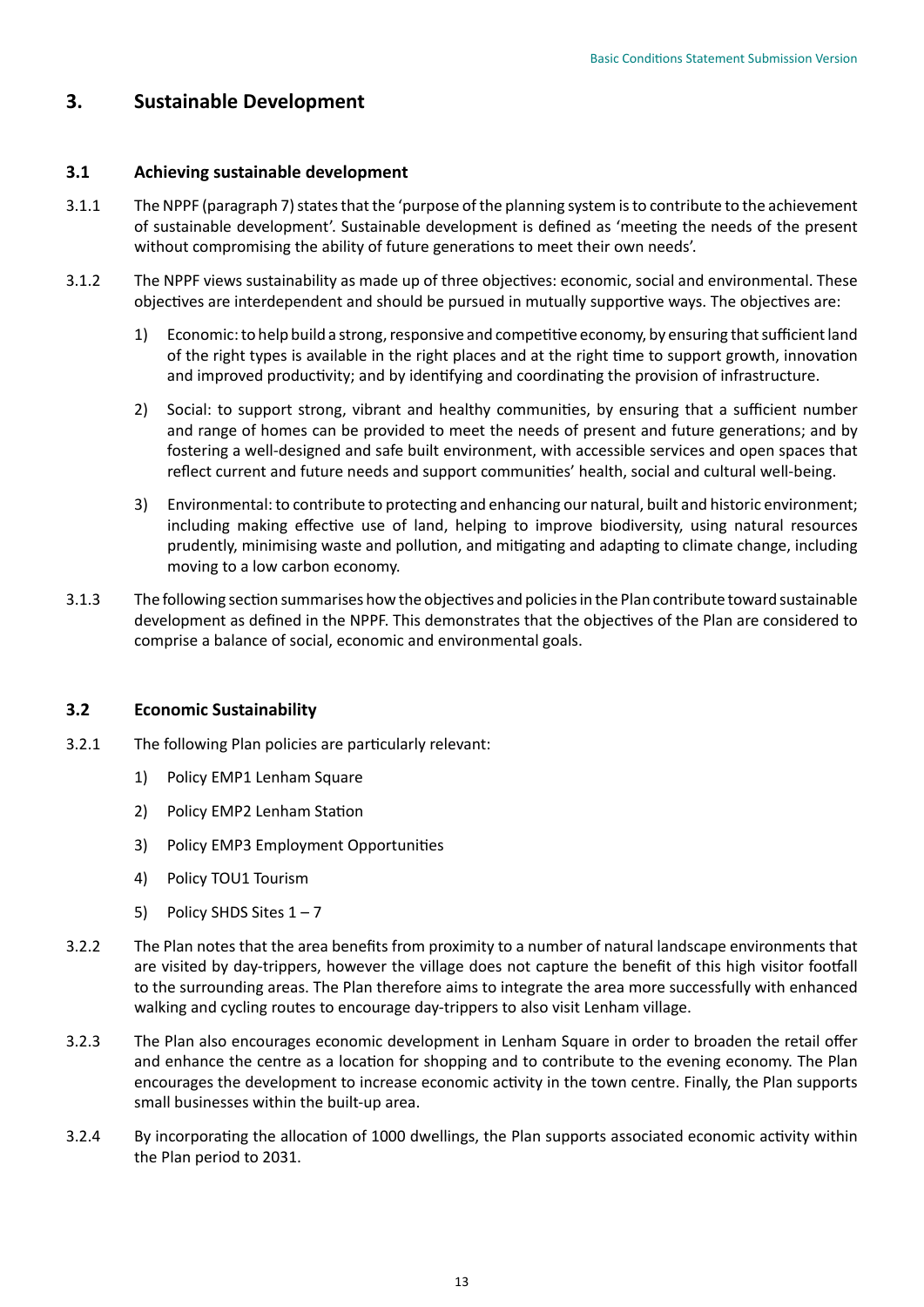## 3. Sustainable Development

### 3.1 Achieving sustainable development

3.1.1 The NPPF (paragraph 7) states that the 'purpose of the planning system is to contribute to the achievement of sustainable development'. Sustainable development is defined as 'meeting the needs of the present without compromising the ability of future generations to meet their own needs'.

3.1.2 The NPPF views sustainability as made up of three objectives: economic, social and environmental. These objectives are interdependent and should be pursued in mutually supportive ways. The objectives are:

1) Economic: to help build a strong, responsive and competitive economy, by ensuring that sufficient land of the right types is available in the right places and at the right time to support growth, innovation and improved productivity; and by identifying and coordinating the provision of infrastructure.

2) Social: to support strong, vibrant and healthy communities, by ensuring that a sufficient number and range of homes can be provided to meet the needs of present and future generations; and by fostering a well-designed and safe built environment, with accessible services and open spaces that reflect current and future needs and support communities' health, social and cultural well-being.

3) Environmental: to contribute to protecting and enhancing our natural, built and historic environment; including making effective use of land, helping to improve biodiversity, using natural resources prudently, minimising waste and pollution, and mitigating and adapting to climate change, including moving to a low carbon economy.

3.1.3 The following section summarises how the objectives and policies in the Plan contribute toward sustainable development as defined in the NPPF. This demonstrates that the objectives of the Plan are considered to comprise a balance of social, economic and environmental goals.

### 3.2 Economic Sustainability

3.2.1 The following Plan policies are particularly relevant:

1) Policy EMP1 Lenham Square
2) Policy EMP2 Lenham Station
3) Policy EMP3 Employment Opportunities
4) Policy TOU1 Tourism
5) Policy SHDS Sites 1 – 7

3.2.2 The Plan notes that the area benefits from proximity to a number of natural landscape environments that are visited by day-trippers, however the village does not capture the benefit of this high visitor footfall to the surrounding areas. The Plan therefore aims to integrate the area more successfully with enhanced walking and cycling routes to encourage day-trippers to also visit Lenham village.

3.2.3 The Plan also encourages economic development in Lenham Square in order to broaden the retail offer and enhance the centre as a location for shopping and to contribute to the evening economy. The Plan encourages the development to increase economic activity in the town centre. Finally, the Plan supports small businesses within the built-up area.

3.2.4 By incorporating the allocation of 1000 dwellings, the Plan supports associated economic activity within the Plan period to 2031.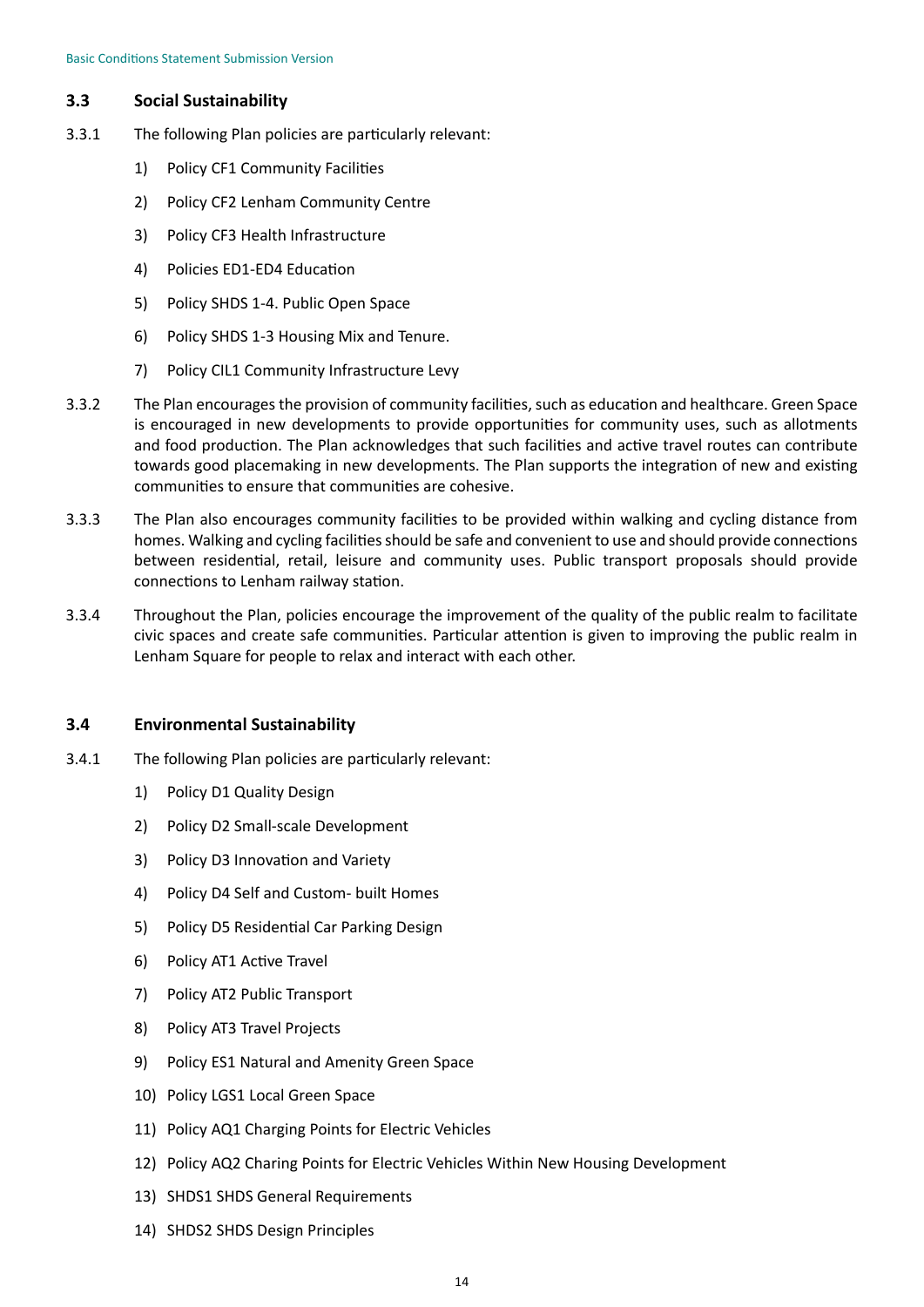## 3.3 Social Sustainability

3.3.1 The following Plan policies are particularly relevant:

1) Policy CF1 Community Facilities
2) Policy CF2 Lenham Community Centre
3) Policy CF3 Health Infrastructure
4) Policies ED1-ED4 Education
5) Policy SHDS 1-4. Public Open Space
6) Policy SHDS 1-3 Housing Mix and Tenure.
7) Policy CIL1 Community Infrastructure Levy

3.3.2 The Plan encourages the provision of community facilities, such as education and healthcare. Green Space is encouraged in new developments to provide opportunities for community uses, such as allotments and food production. The Plan acknowledges that such facilities and active travel routes can contribute towards good placemaking in new developments. The Plan supports the integration of new and existing communities to ensure that communities are cohesive.

3.3.3 The Plan also encourages community facilities to be provided within walking and cycling distance from homes. Walking and cycling facilities should be safe and convenient to use and should provide connections between residential, retail, leisure and community uses. Public transport proposals should provide connections to Lenham railway station.

3.3.4 Throughout the Plan, policies encourage the improvement of the quality of the public realm to facilitate civic spaces and create safe communities. Particular attention is given to improving the public realm in Lenham Square for people to relax and interact with each other.

## 3.4 Environmental Sustainability

3.4.1 The following Plan policies are particularly relevant:

1) Policy D1 Quality Design
2) Policy D2 Small-scale Development
3) Policy D3 Innovation and Variety
4) Policy D4 Self and Custom- built Homes
5) Policy D5 Residential Car Parking Design
6) Policy AT1 Active Travel
7) Policy AT2 Public Transport
8) Policy AT3 Travel Projects
9) Policy ES1 Natural and Amenity Green Space
10) Policy LGS1 Local Green Space
11) Policy AQ1 Charging Points for Electric Vehicles
12) Policy AQ2 Charing Points for Electric Vehicles Within New Housing Development
13) SHDS1 SHDS General Requirements
14) SHDS2 SHDS Design Principles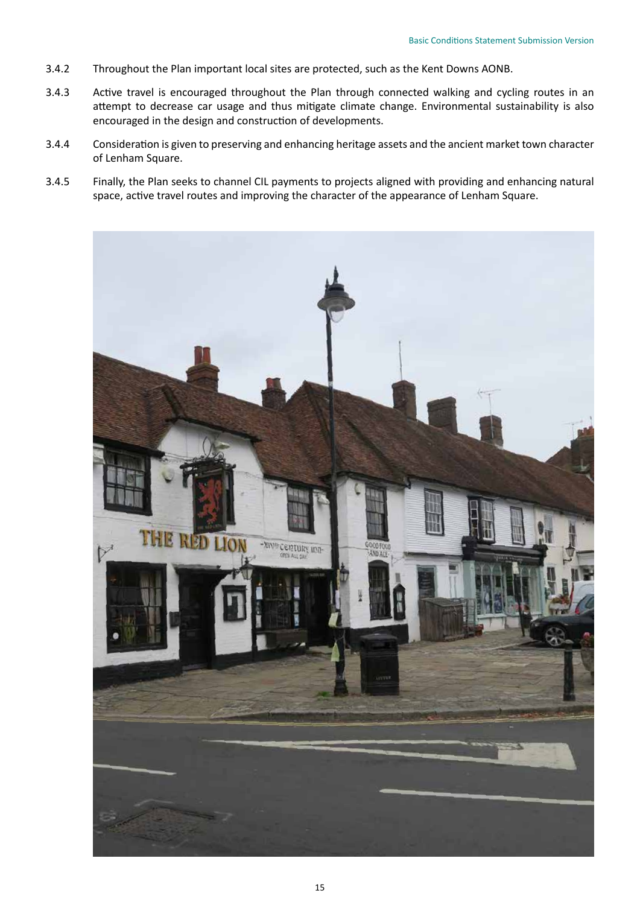3.4.2 Throughout the Plan important local sites are protected, such as the Kent Downs AONB.

3.4.3 Active travel is encouraged throughout the Plan through connected walking and cycling routes in an attempt to decrease car usage and thus mitigate climate change. Environmental sustainability is also encouraged in the design and construction of developments.

3.4.4 Consideration is given to preserving and enhancing heritage assets and the ancient market town character of Lenham Square.

3.4.5 Finally, the Plan seeks to channel CIL payments to projects aligned with providing and enhancing natural space, active travel routes and improving the character of the appearance of Lenham Square.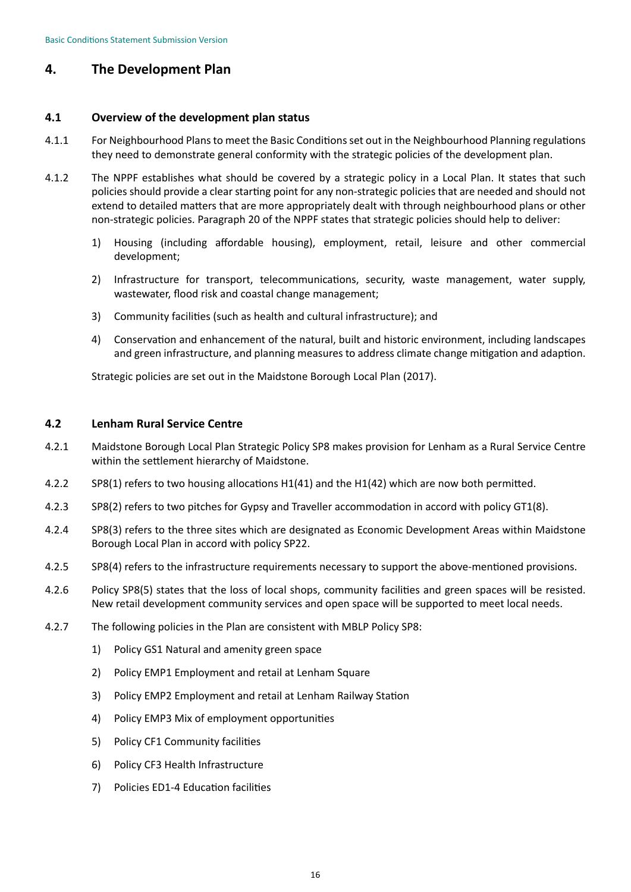## 4. The Development Plan

### 4.1 Overview of the development plan status

4.1.1 For Neighbourhood Plans to meet the Basic Conditions set out in the Neighbourhood Planning regulations they need to demonstrate general conformity with the strategic policies of the development plan.

4.1.2 The NPPF establishes what should be covered by a strategic policy in a Local Plan. It states that such policies should provide a clear starting point for any non-strategic policies that are needed and should not extend to detailed matters that are more appropriately dealt with through neighbourhood plans or other non-strategic policies. Paragraph 20 of the NPPF states that strategic policies should help to deliver:

1) Housing (including affordable housing), employment, retail, leisure and other commercial development;
2) Infrastructure for transport, telecommunications, security, waste management, water supply, wastewater, flood risk and coastal change management;
3) Community facilities (such as health and cultural infrastructure); and
4) Conservation and enhancement of the natural, built and historic environment, including landscapes and green infrastructure, and planning measures to address climate change mitigation and adaption.

Strategic policies are set out in the Maidstone Borough Local Plan (2017).

### 4.2 Lenham Rural Service Centre

4.2.1 Maidstone Borough Local Plan Strategic Policy SP8 makes provision for Lenham as a Rural Service Centre within the settlement hierarchy of Maidstone.

4.2.2 SP8(1) refers to two housing allocations H1(41) and the H1(42) which are now both permitted.

4.2.3 SP8(2) refers to two pitches for Gypsy and Traveller accommodation in accord with policy GT1(8).

4.2.4 SP8(3) refers to the three sites which are designated as Economic Development Areas within Maidstone Borough Local Plan in accord with policy SP22.

4.2.5 SP8(4) refers to the infrastructure requirements necessary to support the above-mentioned provisions.

4.2.6 Policy SP8(5) states that the loss of local shops, community facilities and green spaces will be resisted. New retail development community services and open space will be supported to meet local needs.

4.2.7 The following policies in the Plan are consistent with MBLP Policy SP8:

1) Policy GS1 Natural and amenity green space
2) Policy EMP1 Employment and retail at Lenham Square
3) Policy EMP2 Employment and retail at Lenham Railway Station
4) Policy EMP3 Mix of employment opportunities
5) Policy CF1 Community facilities
6) Policy CF3 Health Infrastructure
7) Policies ED1-4 Education facilities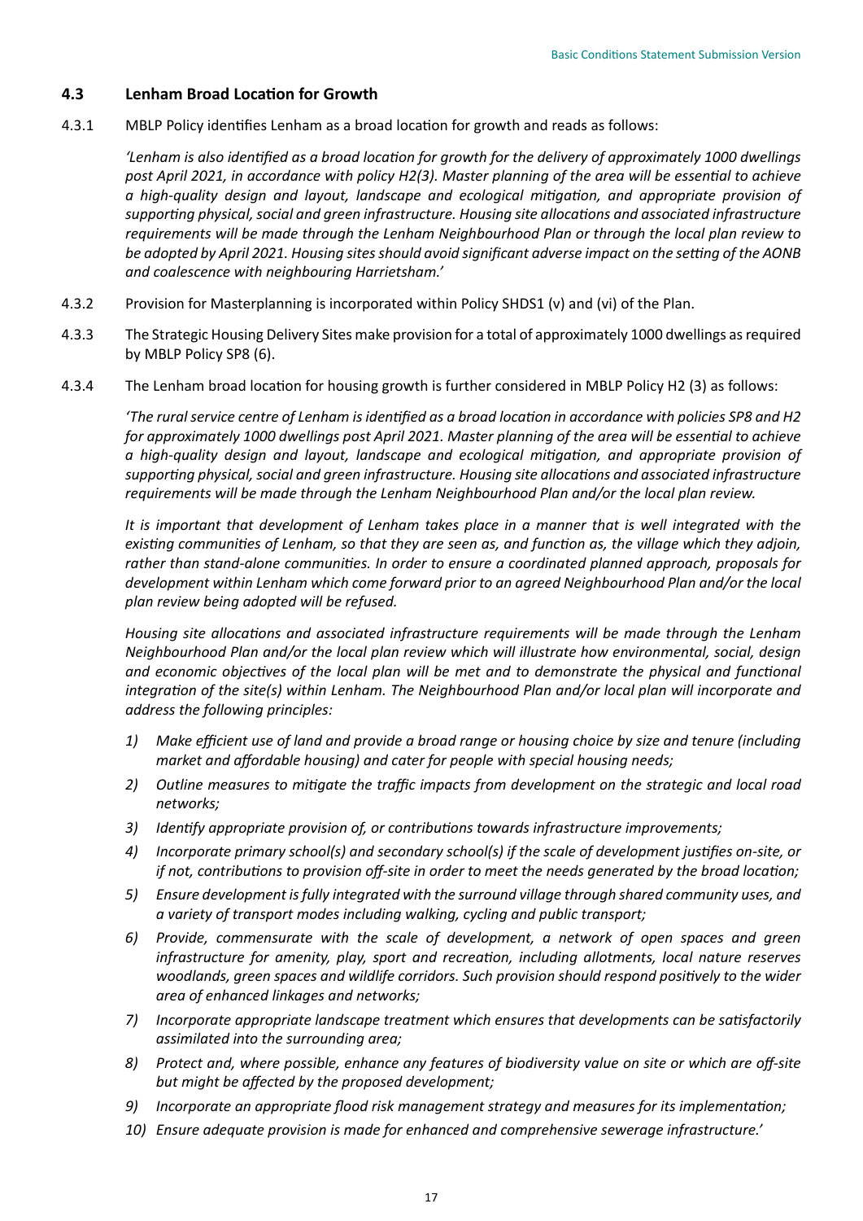## 4.3 Lenham Broad Location for Growth

4.3.1 MBLP Policy identifies Lenham as a broad location for growth and reads as follows:

*'Lenham is also identified as a broad location for growth for the delivery of approximately 1000 dwellings post April 2021, in accordance with policy H2(3). Master planning of the area will be essential to achieve a high-quality design and layout, landscape and ecological mitigation, and appropriate provision of supporting physical, social and green infrastructure. Housing site allocations and associated infrastructure requirements will be made through the Lenham Neighbourhood Plan or through the local plan review to be adopted by April 2021. Housing sites should avoid significant adverse impact on the setting of the AONB and coalescence with neighbouring Harrietsham.'*

4.3.2 Provision for Masterplanning is incorporated within Policy SHDS1 (v) and (vi) of the Plan.

4.3.3 The Strategic Housing Delivery Sites make provision for a total of approximately 1000 dwellings as required by MBLP Policy SP8 (6).

4.3.4 The Lenham broad location for housing growth is further considered in MBLP Policy H2 (3) as follows:

*'The rural service centre of Lenham is identified as a broad location in accordance with policies SP8 and H2 for approximately 1000 dwellings post April 2021. Master planning of the area will be essential to achieve a high-quality design and layout, landscape and ecological mitigation, and appropriate provision of supporting physical, social and green infrastructure. Housing site allocations and associated infrastructure requirements will be made through the Lenham Neighbourhood Plan and/or the local plan review.*

*It is important that development of Lenham takes place in a manner that is well integrated with the existing communities of Lenham, so that they are seen as, and function as, the village which they adjoin, rather than stand-alone communities. In order to ensure a coordinated planned approach, proposals for development within Lenham which come forward prior to an agreed Neighbourhood Plan and/or the local plan review being adopted will be refused.*

*Housing site allocations and associated infrastructure requirements will be made through the Lenham Neighbourhood Plan and/or the local plan review which will illustrate how environmental, social, design and economic objectives of the local plan will be met and to demonstrate the physical and functional integration of the site(s) within Lenham. The Neighbourhood Plan and/or local plan will incorporate and address the following principles:*

1) *Make efficient use of land and provide a broad range or housing choice by size and tenure (including market and affordable housing) and cater for people with special housing needs;*
2) *Outline measures to mitigate the traffic impacts from development on the strategic and local road networks;*
3) *Identify appropriate provision of, or contributions towards infrastructure improvements;*
4) *Incorporate primary school(s) and secondary school(s) if the scale of development justifies on-site, or if not, contributions to provision off-site in order to meet the needs generated by the broad location;*
5) *Ensure development is fully integrated with the surround village through shared community uses, and a variety of transport modes including walking, cycling and public transport;*
6) *Provide, commensurate with the scale of development, a network of open spaces and green infrastructure for amenity, play, sport and recreation, including allotments, local nature reserves woodlands, green spaces and wildlife corridors. Such provision should respond positively to the wider area of enhanced linkages and networks;*
7) *Incorporate appropriate landscape treatment which ensures that developments can be satisfactorily assimilated into the surrounding area;*
8) *Protect and, where possible, enhance any features of biodiversity value on site or which are off-site but might be affected by the proposed development;*
9) *Incorporate an appropriate flood risk management strategy and measures for its implementation;*
10) *Ensure adequate provision is made for enhanced and comprehensive sewerage infrastructure.'*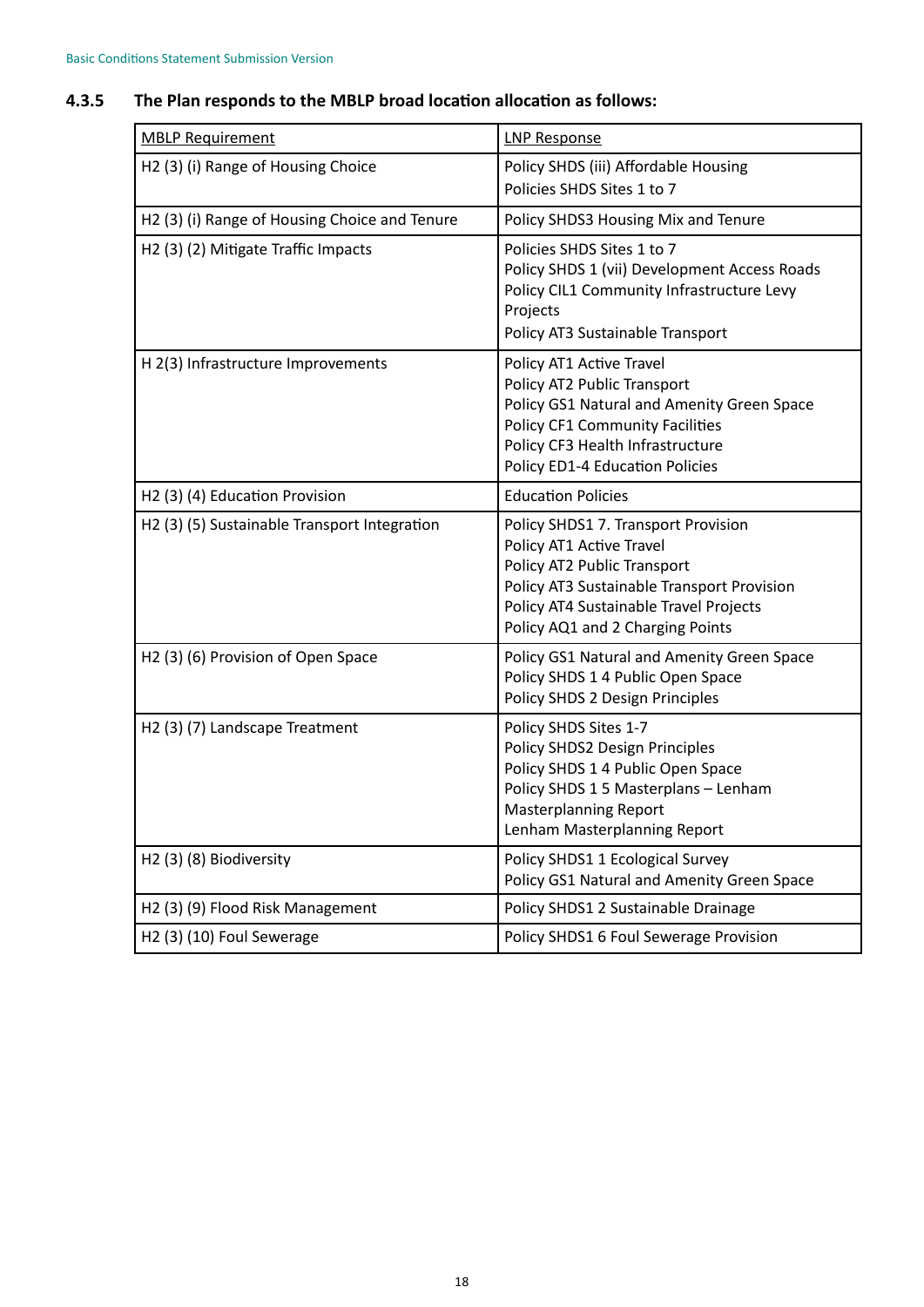### 4.3.5 The Plan responds to the MBLP broad location allocation as follows:

| MBLP Requirement | LNP Response |
|---|---|
| H2 (3) (i) Range of Housing Choice | Policy SHDS (iii) Affordable Housing<br>Policies SHDS Sites 1 to 7 |
| H2 (3) (i) Range of Housing Choice and Tenure | Policy SHDS3 Housing Mix and Tenure |
| H2 (3) (2) Mitigate Traffic Impacts | Policies SHDS Sites 1 to 7<br>Policy SHDS 1 (vii) Development Access Roads<br>Policy CIL1 Community Infrastructure Levy Projects<br>Policy AT3 Sustainable Transport |
| H 2(3) Infrastructure Improvements | Policy AT1 Active Travel<br>Policy AT2 Public Transport<br>Policy GS1 Natural and Amenity Green Space<br>Policy CF1 Community Facilities<br>Policy CF3 Health Infrastructure<br>Policy ED1-4 Education Policies |
| H2 (3) (4) Education Provision | Education Policies |
| H2 (3) (5) Sustainable Transport Integration | Policy SHDS1 7. Transport Provision<br>Policy AT1 Active Travel<br>Policy AT2 Public Transport<br>Policy AT3 Sustainable Transport Provision<br>Policy AT4 Sustainable Travel Projects<br>Policy AQ1 and 2 Charging Points |
| H2 (3) (6) Provision of Open Space | Policy GS1 Natural and Amenity Green Space<br>Policy SHDS 1 4 Public Open Space<br>Policy SHDS 2 Design Principles |
| H2 (3) (7) Landscape Treatment | Policy SHDS Sites 1-7<br>Policy SHDS2 Design Principles<br>Policy SHDS 1 4 Public Open Space<br>Policy SHDS 1 5 Masterplans – Lenham Masterplanning Report<br>Lenham Masterplanning Report |
| H2 (3) (8) Biodiversity | Policy SHDS1 1 Ecological Survey<br>Policy GS1 Natural and Amenity Green Space |
| H2 (3) (9) Flood Risk Management | Policy SHDS1 2 Sustainable Drainage |
| H2 (3) (10) Foul Sewerage | Policy SHDS1 6 Foul Sewerage Provision |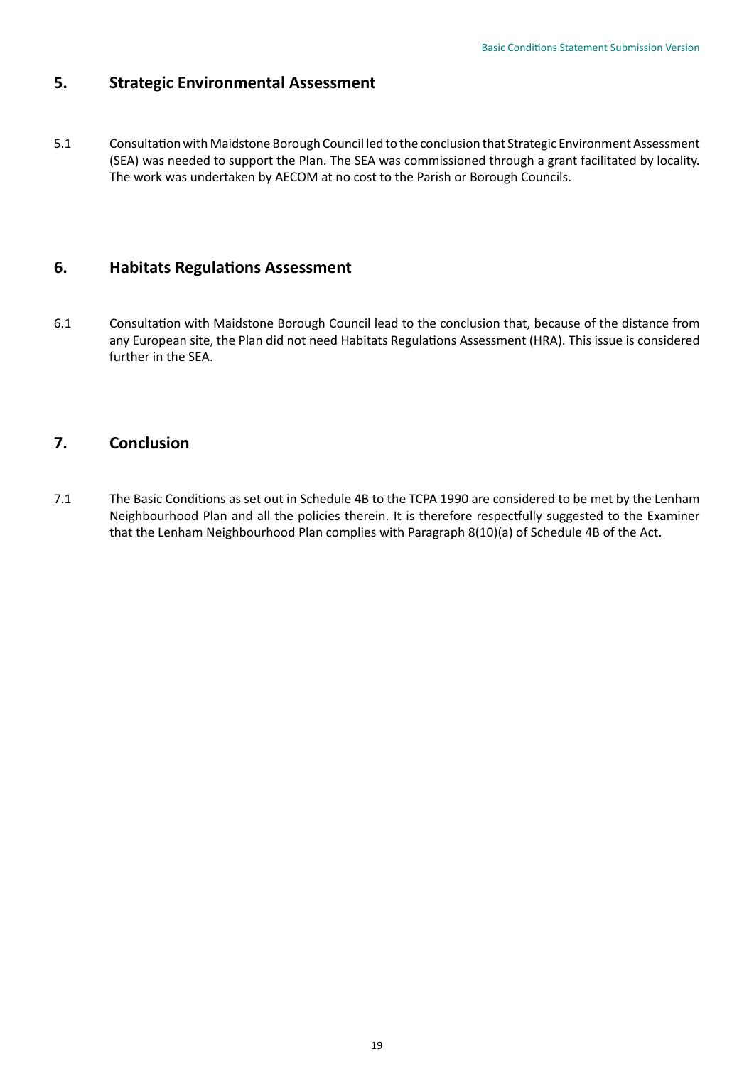## 5. Strategic Environmental Assessment

5.1 Consultation with Maidstone Borough Council led to the conclusion that Strategic Environment Assessment (SEA) was needed to support the Plan. The SEA was commissioned through a grant facilitated by locality. The work was undertaken by AECOM at no cost to the Parish or Borough Councils.

## 6. Habitats Regulations Assessment

6.1 Consultation with Maidstone Borough Council lead to the conclusion that, because of the distance from any European site, the Plan did not need Habitats Regulations Assessment (HRA). This issue is considered further in the SEA.

## 7. Conclusion

7.1 The Basic Conditions as set out in Schedule 4B to the TCPA 1990 are considered to be met by the Lenham Neighbourhood Plan and all the policies therein. It is therefore respectfully suggested to the Examiner that the Lenham Neighbourhood Plan complies with Paragraph 8(10)(a) of Schedule 4B of the Act.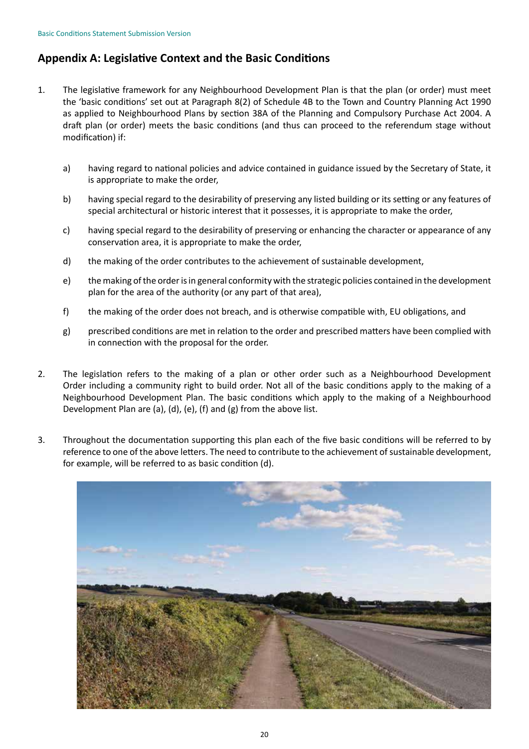## Appendix A: Legislative Context and the Basic Conditions

1. The legislative framework for any Neighbourhood Development Plan is that the plan (or order) must meet the 'basic conditions' set out at Paragraph 8(2) of Schedule 4B to the Town and Country Planning Act 1990 as applied to Neighbourhood Plans by section 38A of the Planning and Compulsory Purchase Act 2004. A draft plan (or order) meets the basic conditions (and thus can proceed to the referendum stage without modification) if:

    a) having regard to national policies and advice contained in guidance issued by the Secretary of State, it is appropriate to make the order,

    b) having special regard to the desirability of preserving any listed building or its setting or any features of special architectural or historic interest that it possesses, it is appropriate to make the order,

    c) having special regard to the desirability of preserving or enhancing the character or appearance of any conservation area, it is appropriate to make the order,

    d) the making of the order contributes to the achievement of sustainable development,

    e) the making of the order is in general conformity with the strategic policies contained in the development plan for the area of the authority (or any part of that area),

    f) the making of the order does not breach, and is otherwise compatible with, EU obligations, and

    g) prescribed conditions are met in relation to the order and prescribed matters have been complied with in connection with the proposal for the order.

2. The legislation refers to the making of a plan or other order such as a Neighbourhood Development Order including a community right to build order. Not all of the basic conditions apply to the making of a Neighbourhood Development Plan. The basic conditions which apply to the making of a Neighbourhood Development Plan are (a), (d), (e), (f) and (g) from the above list.

3. Throughout the documentation supporting this plan each of the five basic conditions will be referred to by reference to one of the above letters. The need to contribute to the achievement of sustainable development, for example, will be referred to as basic condition (d).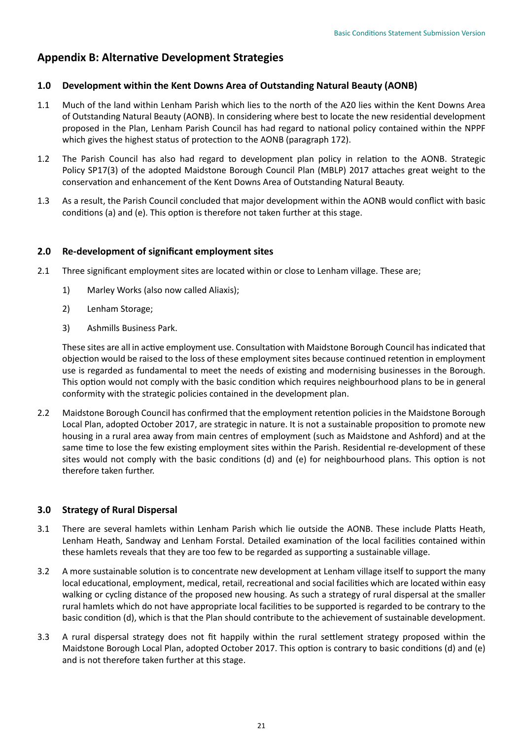## Appendix B: Alternative Development Strategies

### 1.0 Development within the Kent Downs Area of Outstanding Natural Beauty (AONB)

1.1 Much of the land within Lenham Parish which lies to the north of the A20 lies within the Kent Downs Area of Outstanding Natural Beauty (AONB). In considering where best to locate the new residential development proposed in the Plan, Lenham Parish Council has had regard to national policy contained within the NPPF which gives the highest status of protection to the AONB (paragraph 172).

1.2 The Parish Council has also had regard to development plan policy in relation to the AONB. Strategic Policy SP17(3) of the adopted Maidstone Borough Council Plan (MBLP) 2017 attaches great weight to the conservation and enhancement of the Kent Downs Area of Outstanding Natural Beauty.

1.3 As a result, the Parish Council concluded that major development within the AONB would conflict with basic conditions (a) and (e). This option is therefore not taken further at this stage.

### 2.0 Re-development of significant employment sites

2.1 Three significant employment sites are located within or close to Lenham village. These are;

1) Marley Works (also now called Aliaxis);
2) Lenham Storage;
3) Ashmills Business Park.

These sites are all in active employment use. Consultation with Maidstone Borough Council has indicated that objection would be raised to the loss of these employment sites because continued retention in employment use is regarded as fundamental to meet the needs of existing and modernising businesses in the Borough. This option would not comply with the basic condition which requires neighbourhood plans to be in general conformity with the strategic policies contained in the development plan.

2.2 Maidstone Borough Council has confirmed that the employment retention policies in the Maidstone Borough Local Plan, adopted October 2017, are strategic in nature. It is not a sustainable proposition to promote new housing in a rural area away from main centres of employment (such as Maidstone and Ashford) and at the same time to lose the few existing employment sites within the Parish. Residential re-development of these sites would not comply with the basic conditions (d) and (e) for neighbourhood plans. This option is not therefore taken further.

### 3.0 Strategy of Rural Dispersal

3.1 There are several hamlets within Lenham Parish which lie outside the AONB. These include Platts Heath, Lenham Heath, Sandway and Lenham Forstal. Detailed examination of the local facilities contained within these hamlets reveals that they are too few to be regarded as supporting a sustainable village.

3.2 A more sustainable solution is to concentrate new development at Lenham village itself to support the many local educational, employment, medical, retail, recreational and social facilities which are located within easy walking or cycling distance of the proposed new housing. As such a strategy of rural dispersal at the smaller rural hamlets which do not have appropriate local facilities to be supported is regarded to be contrary to the basic condition (d), which is that the Plan should contribute to the achievement of sustainable development.

3.3 A rural dispersal strategy does not fit happily within the rural settlement strategy proposed within the Maidstone Borough Local Plan, adopted October 2017. This option is contrary to basic conditions (d) and (e) and is not therefore taken further at this stage.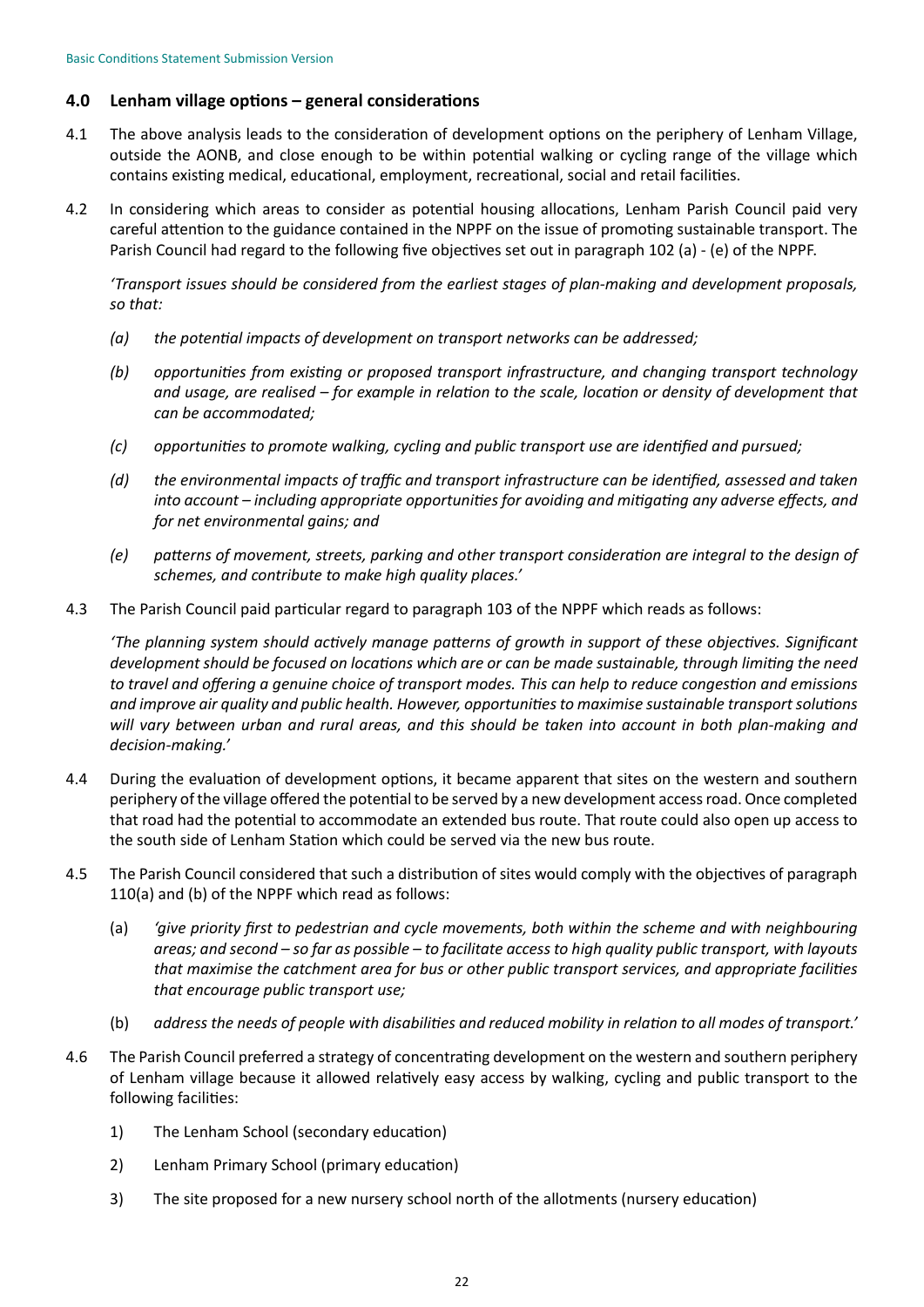## 4.0 Lenham village options – general considerations

4.1 The above analysis leads to the consideration of development options on the periphery of Lenham Village, outside the AONB, and close enough to be within potential walking or cycling range of the village which contains existing medical, educational, employment, recreational, social and retail facilities.

4.2 In considering which areas to consider as potential housing allocations, Lenham Parish Council paid very careful attention to the guidance contained in the NPPF on the issue of promoting sustainable transport. The Parish Council had regard to the following five objectives set out in paragraph 102 (a) - (e) of the NPPF.

*'Transport issues should be considered from the earliest stages of plan-making and development proposals, so that:*

*(a) the potential impacts of development on transport networks can be addressed;*

*(b) opportunities from existing or proposed transport infrastructure, and changing transport technology and usage, are realised – for example in relation to the scale, location or density of development that can be accommodated;*

*(c) opportunities to promote walking, cycling and public transport use are identified and pursued;*

*(d) the environmental impacts of traffic and transport infrastructure can be identified, assessed and taken into account – including appropriate opportunities for avoiding and mitigating any adverse effects, and for net environmental gains; and*

*(e) patterns of movement, streets, parking and other transport consideration are integral to the design of schemes, and contribute to make high quality places.'*

4.3 The Parish Council paid particular regard to paragraph 103 of the NPPF which reads as follows:

*'The planning system should actively manage patterns of growth in support of these objectives. Significant development should be focused on locations which are or can be made sustainable, through limiting the need to travel and offering a genuine choice of transport modes. This can help to reduce congestion and emissions and improve air quality and public health. However, opportunities to maximise sustainable transport solutions will vary between urban and rural areas, and this should be taken into account in both plan-making and decision-making.'*

4.4 During the evaluation of development options, it became apparent that sites on the western and southern periphery of the village offered the potential to be served by a new development access road. Once completed that road had the potential to accommodate an extended bus route. That route could also open up access to the south side of Lenham Station which could be served via the new bus route.

4.5 The Parish Council considered that such a distribution of sites would comply with the objectives of paragraph 110(a) and (b) of the NPPF which read as follows:

(a) *'give priority first to pedestrian and cycle movements, both within the scheme and with neighbouring areas; and second – so far as possible – to facilitate access to high quality public transport, with layouts that maximise the catchment area for bus or other public transport services, and appropriate facilities that encourage public transport use;*

(b) *address the needs of people with disabilities and reduced mobility in relation to all modes of transport.'*

4.6 The Parish Council preferred a strategy of concentrating development on the western and southern periphery of Lenham village because it allowed relatively easy access by walking, cycling and public transport to the following facilities:

1) The Lenham School (secondary education)

2) Lenham Primary School (primary education)

3) The site proposed for a new nursery school north of the allotments (nursery education)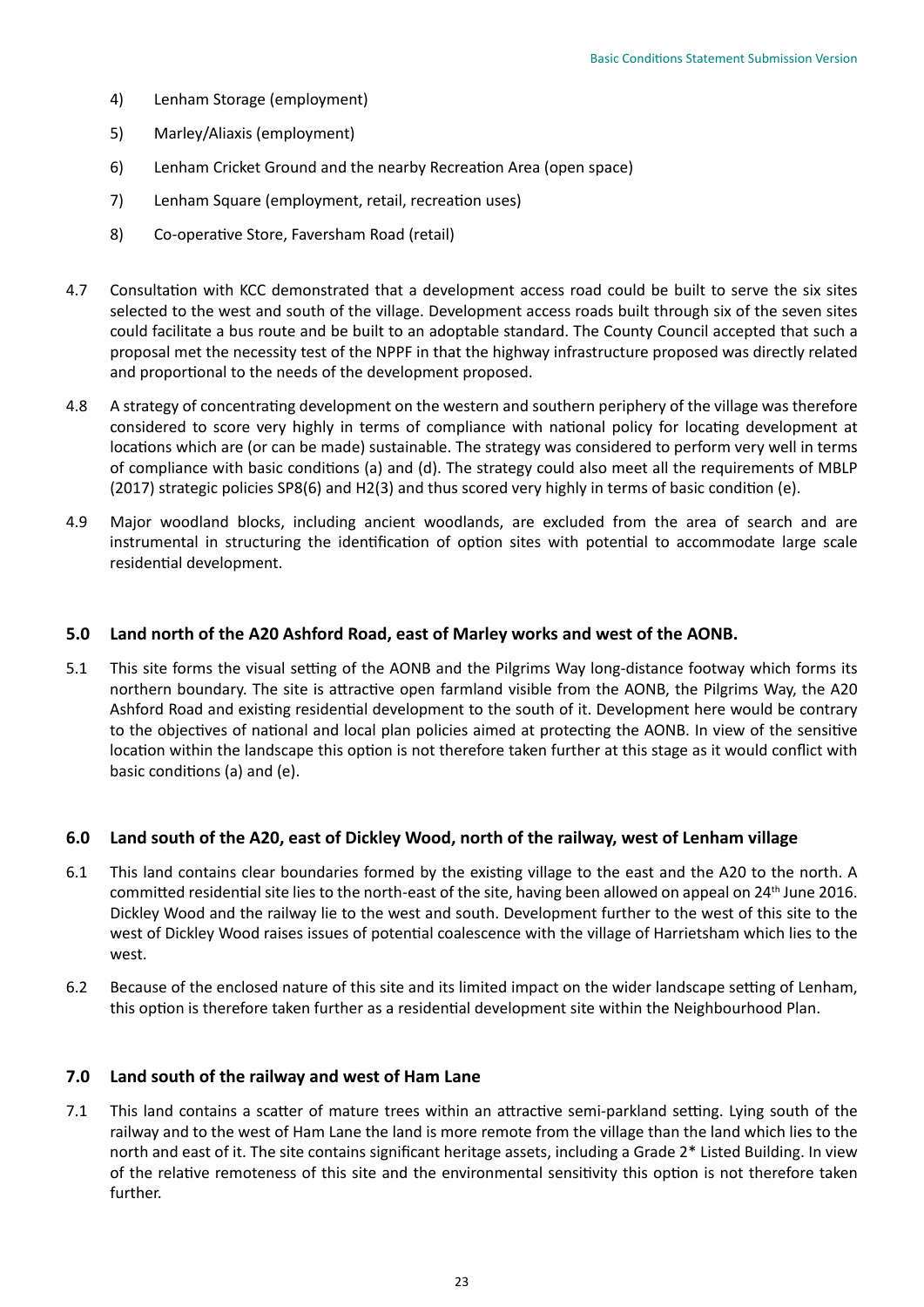4) Lenham Storage (employment)

5) Marley/Aliaxis (employment)

6) Lenham Cricket Ground and the nearby Recreation Area (open space)

7) Lenham Square (employment, retail, recreation uses)

8) Co-operative Store, Faversham Road (retail)

4.7 Consultation with KCC demonstrated that a development access road could be built to serve the six sites selected to the west and south of the village. Development access roads built through six of the seven sites could facilitate a bus route and be built to an adoptable standard. The County Council accepted that such a proposal met the necessity test of the NPPF in that the highway infrastructure proposed was directly related and proportional to the needs of the development proposed.

4.8 A strategy of concentrating development on the western and southern periphery of the village was therefore considered to score very highly in terms of compliance with national policy for locating development at locations which are (or can be made) sustainable. The strategy was considered to perform very well in terms of compliance with basic conditions (a) and (d). The strategy could also meet all the requirements of MBLP (2017) strategic policies SP8(6) and H2(3) and thus scored very highly in terms of basic condition (e).

4.9 Major woodland blocks, including ancient woodlands, are excluded from the area of search and are instrumental in structuring the identification of option sites with potential to accommodate large scale residential development.

## 5.0 Land north of the A20 Ashford Road, east of Marley works and west of the AONB.

5.1 This site forms the visual setting of the AONB and the Pilgrims Way long-distance footway which forms its northern boundary. The site is attractive open farmland visible from the AONB, the Pilgrims Way, the A20 Ashford Road and existing residential development to the south of it. Development here would be contrary to the objectives of national and local plan policies aimed at protecting the AONB. In view of the sensitive location within the landscape this option is not therefore taken further at this stage as it would conflict with basic conditions (a) and (e).

## 6.0 Land south of the A20, east of Dickley Wood, north of the railway, west of Lenham village

6.1 This land contains clear boundaries formed by the existing village to the east and the A20 to the north. A committed residential site lies to the north-east of the site, having been allowed on appeal on 24th June 2016. Dickley Wood and the railway lie to the west and south. Development further to the west of this site to the west of Dickley Wood raises issues of potential coalescence with the village of Harrietsham which lies to the west.

6.2 Because of the enclosed nature of this site and its limited impact on the wider landscape setting of Lenham, this option is therefore taken further as a residential development site within the Neighbourhood Plan.

## 7.0 Land south of the railway and west of Ham Lane

7.1 This land contains a scatter of mature trees within an attractive semi-parkland setting. Lying south of the railway and to the west of Ham Lane the land is more remote from the village than the land which lies to the north and east of it. The site contains significant heritage assets, including a Grade 2* Listed Building. In view of the relative remoteness of this site and the environmental sensitivity this option is not therefore taken further.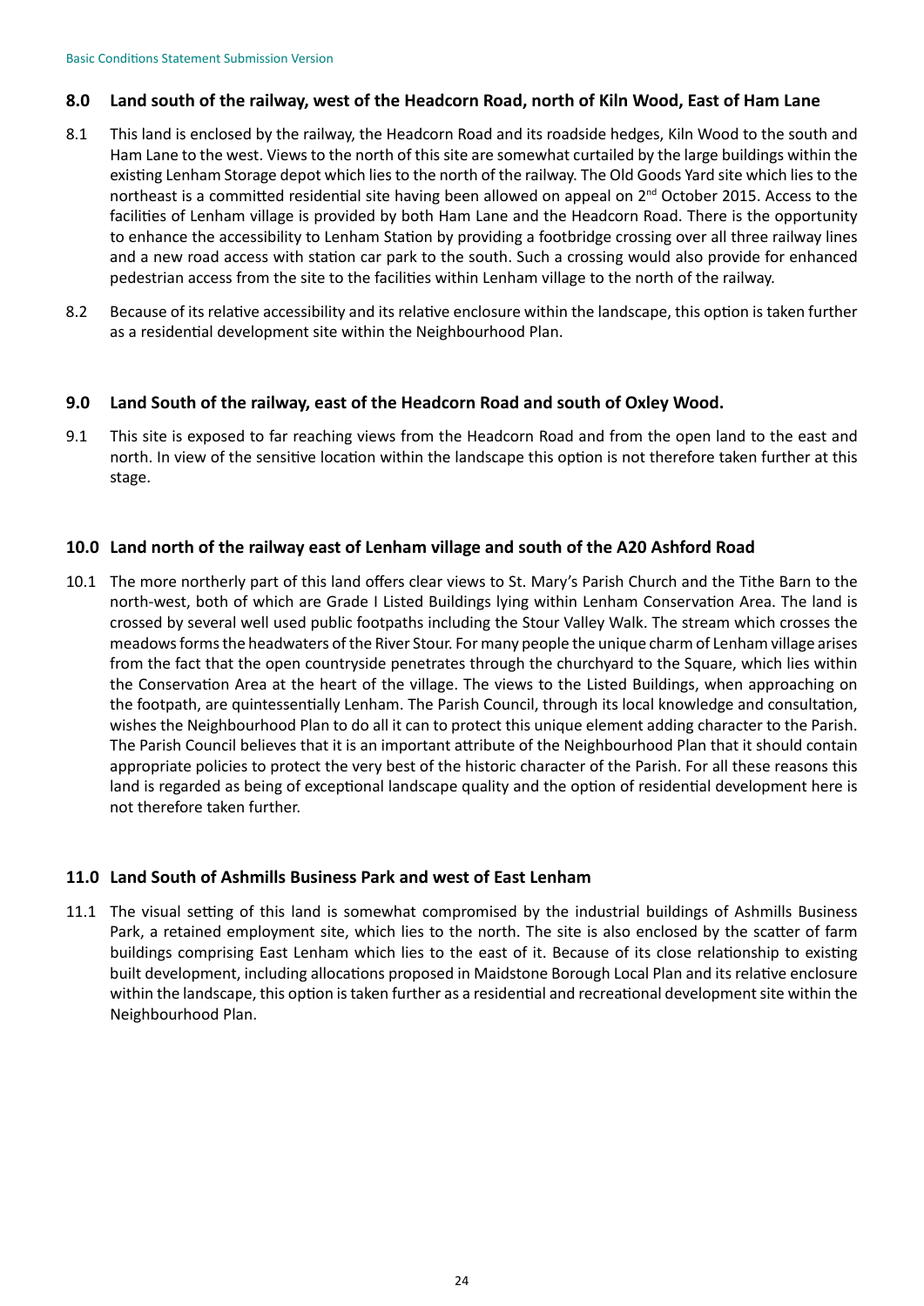## 8.0 Land south of the railway, west of the Headcorn Road, north of Kiln Wood, East of Ham Lane

8.1 This land is enclosed by the railway, the Headcorn Road and its roadside hedges, Kiln Wood to the south and Ham Lane to the west. Views to the north of this site are somewhat curtailed by the large buildings within the existing Lenham Storage depot which lies to the north of the railway. The Old Goods Yard site which lies to the northeast is a committed residential site having been allowed on appeal on 2nd October 2015. Access to the facilities of Lenham village is provided by both Ham Lane and the Headcorn Road. There is the opportunity to enhance the accessibility to Lenham Station by providing a footbridge crossing over all three railway lines and a new road access with station car park to the south. Such a crossing would also provide for enhanced pedestrian access from the site to the facilities within Lenham village to the north of the railway.

8.2 Because of its relative accessibility and its relative enclosure within the landscape, this option is taken further as a residential development site within the Neighbourhood Plan.

## 9.0 Land South of the railway, east of the Headcorn Road and south of Oxley Wood.

9.1 This site is exposed to far reaching views from the Headcorn Road and from the open land to the east and north. In view of the sensitive location within the landscape this option is not therefore taken further at this stage.

## 10.0 Land north of the railway east of Lenham village and south of the A20 Ashford Road

10.1 The more northerly part of this land offers clear views to St. Mary's Parish Church and the Tithe Barn to the north-west, both of which are Grade I Listed Buildings lying within Lenham Conservation Area. The land is crossed by several well used public footpaths including the Stour Valley Walk. The stream which crosses the meadows forms the headwaters of the River Stour. For many people the unique charm of Lenham village arises from the fact that the open countryside penetrates through the churchyard to the Square, which lies within the Conservation Area at the heart of the village. The views to the Listed Buildings, when approaching on the footpath, are quintessentially Lenham. The Parish Council, through its local knowledge and consultation, wishes the Neighbourhood Plan to do all it can to protect this unique element adding character to the Parish. The Parish Council believes that it is an important attribute of the Neighbourhood Plan that it should contain appropriate policies to protect the very best of the historic character of the Parish. For all these reasons this land is regarded as being of exceptional landscape quality and the option of residential development here is not therefore taken further.

## 11.0 Land South of Ashmills Business Park and west of East Lenham

11.1 The visual setting of this land is somewhat compromised by the industrial buildings of Ashmills Business Park, a retained employment site, which lies to the north. The site is also enclosed by the scatter of farm buildings comprising East Lenham which lies to the east of it. Because of its close relationship to existing built development, including allocations proposed in Maidstone Borough Local Plan and its relative enclosure within the landscape, this option is taken further as a residential and recreational development site within the Neighbourhood Plan.